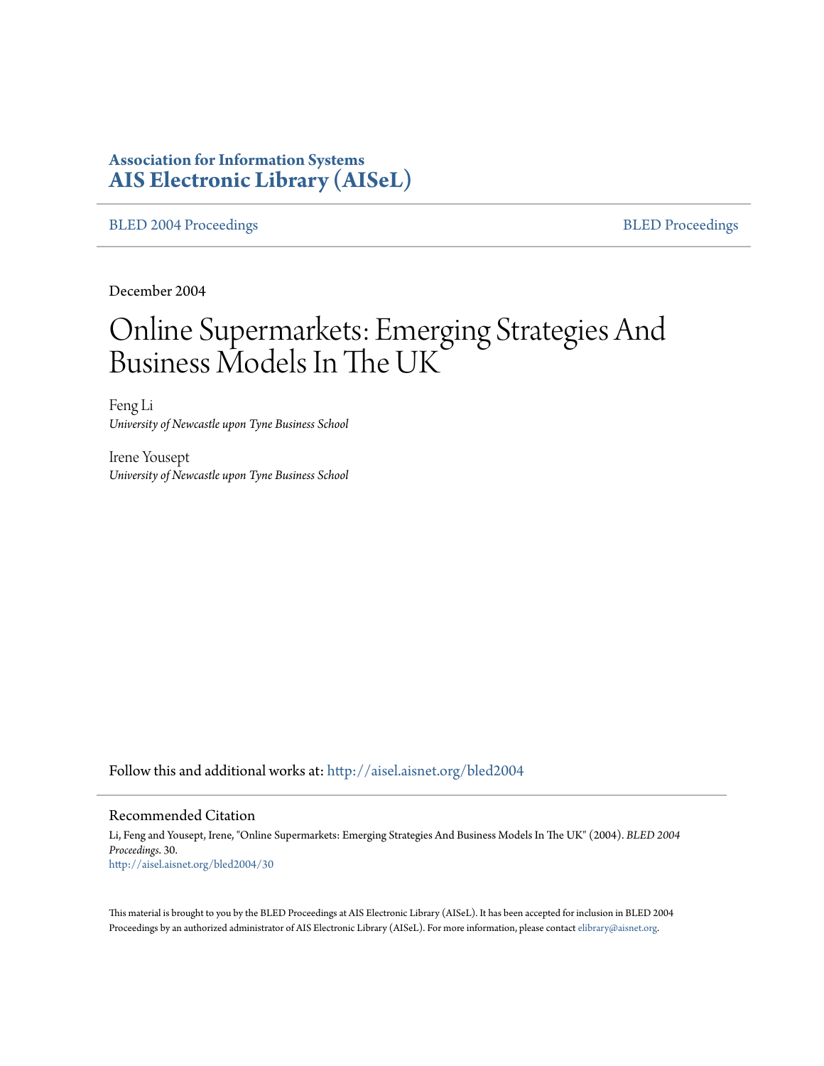**Association for Information Systems**
**AIS Electronic Library (AISeL)**

BLED 2004 Proceedings | BLED Proceedings

December 2004

# Online Supermarkets: Emerging Strategies And Business Models In The UK

Feng Li
*University of Newcastle upon Tyne Business School*

Irene Yousept
*University of Newcastle upon Tyne Business School*

Follow this and additional works at: http://aisel.aisnet.org/bled2004

## Recommended Citation

Li, Feng and Yousept, Irene, "Online Supermarkets: Emerging Strategies And Business Models In The UK" (2004). *BLED 2004 Proceedings*. 30.
http://aisel.aisnet.org/bled2004/30

This material is brought to you by the BLED Proceedings at AIS Electronic Library (AISeL). It has been accepted for inclusion in BLED 2004 Proceedings by an authorized administrator of AIS Electronic Library (AISeL). For more information, please contact elibrary@aisnet.org.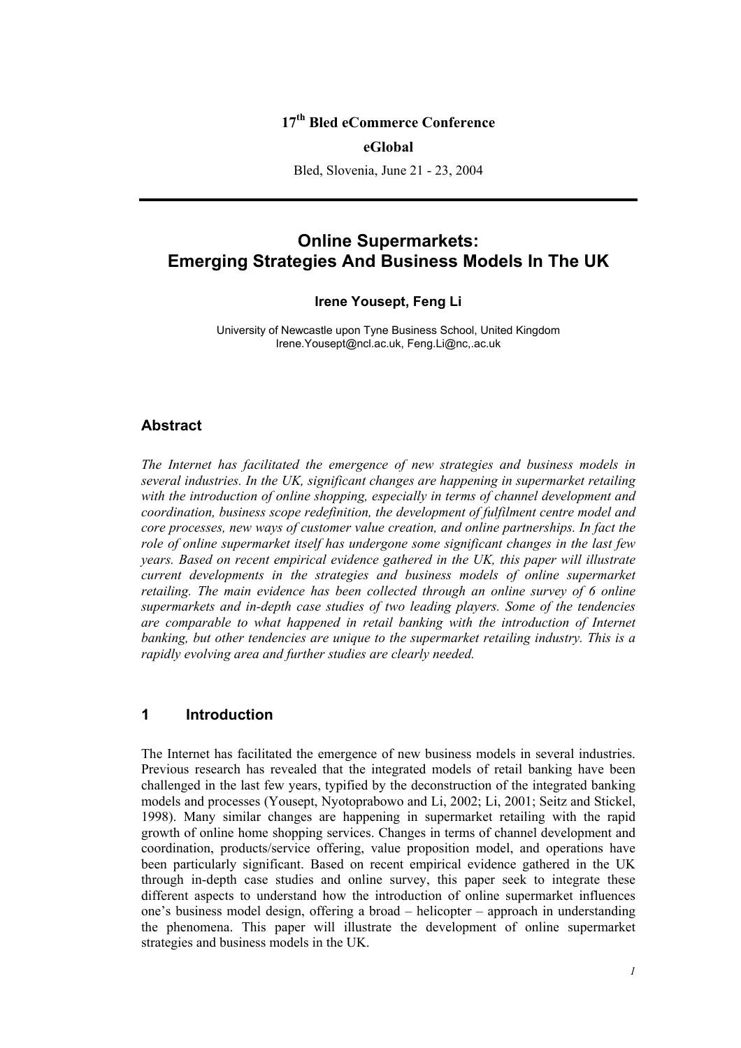**17th Bled eCommerce Conference**

**eGlobal**

Bled, Slovenia, June 21 - 23, 2004

---

# Online Supermarkets: Emerging Strategies And Business Models In The UK

**Irene Yousept, Feng Li**

University of Newcastle upon Tyne Business School, United Kingdom
Irene.Yousept@ncl.ac.uk, Feng.Li@nc,.ac.uk

## Abstract

*The Internet has facilitated the emergence of new strategies and business models in several industries. In the UK, significant changes are happening in supermarket retailing with the introduction of online shopping, especially in terms of channel development and coordination, business scope redefinition, the development of fulfilment centre model and core processes, new ways of customer value creation, and online partnerships. In fact the role of online supermarket itself has undergone some significant changes in the last few years. Based on recent empirical evidence gathered in the UK, this paper will illustrate current developments in the strategies and business models of online supermarket retailing. The main evidence has been collected through an online survey of 6 online supermarkets and in-depth case studies of two leading players. Some of the tendencies are comparable to what happened in retail banking with the introduction of Internet banking, but other tendencies are unique to the supermarket retailing industry. This is a rapidly evolving area and further studies are clearly needed.*

## 1 Introduction

The Internet has facilitated the emergence of new business models in several industries. Previous research has revealed that the integrated models of retail banking have been challenged in the last few years, typified by the deconstruction of the integrated banking models and processes (Yousept, Nyotoprabowo and Li, 2002; Li, 2001; Seitz and Stickel, 1998). Many similar changes are happening in supermarket retailing with the rapid growth of online home shopping services. Changes in terms of channel development and coordination, products/service offering, value proposition model, and operations have been particularly significant. Based on recent empirical evidence gathered in the UK through in-depth case studies and online survey, this paper seek to integrate these different aspects to understand how the introduction of online supermarket influences one's business model design, offering a broad – helicopter – approach in understanding the phenomena. This paper will illustrate the development of online supermarket strategies and business models in the UK.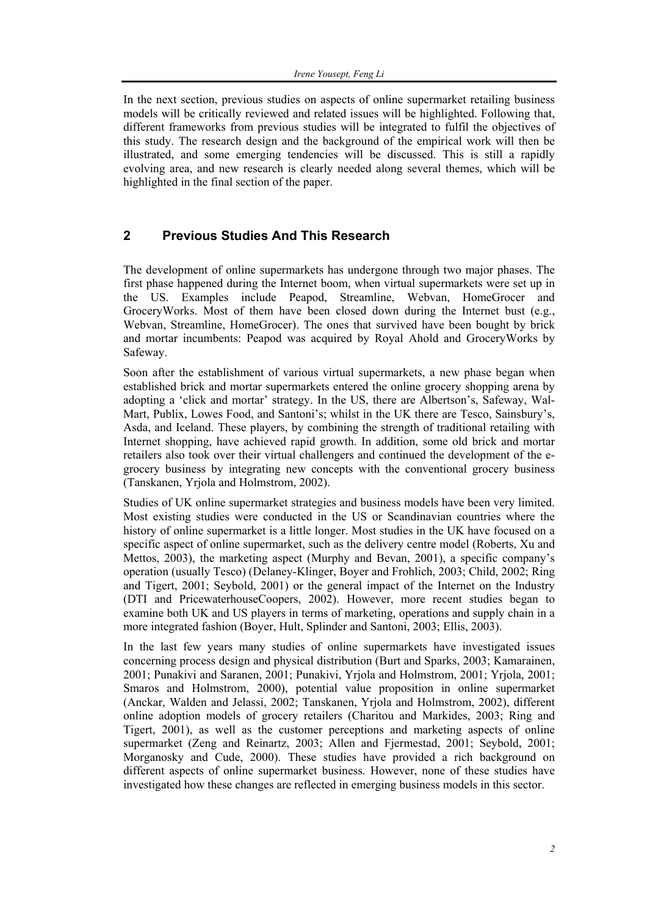In the next section, previous studies on aspects of online supermarket retailing business models will be critically reviewed and related issues will be highlighted. Following that, different frameworks from previous studies will be integrated to fulfil the objectives of this study. The research design and the background of the empirical work will then be illustrated, and some emerging tendencies will be discussed. This is still a rapidly evolving area, and new research is clearly needed along several themes, which will be highlighted in the final section of the paper.

## 2 Previous Studies And This Research

The development of online supermarkets has undergone through two major phases. The first phase happened during the Internet boom, when virtual supermarkets were set up in the US. Examples include Peapod, Streamline, Webvan, HomeGrocer and GroceryWorks. Most of them have been closed down during the Internet bust (e.g., Webvan, Streamline, HomeGrocer). The ones that survived have been bought by brick and mortar incumbents: Peapod was acquired by Royal Ahold and GroceryWorks by Safeway.

Soon after the establishment of various virtual supermarkets, a new phase began when established brick and mortar supermarkets entered the online grocery shopping arena by adopting a 'click and mortar' strategy. In the US, there are Albertson's, Safeway, Wal-Mart, Publix, Lowes Food, and Santoni's; whilst in the UK there are Tesco, Sainsbury's, Asda, and Iceland. These players, by combining the strength of traditional retailing with Internet shopping, have achieved rapid growth. In addition, some old brick and mortar retailers also took over their virtual challengers and continued the development of the e-grocery business by integrating new concepts with the conventional grocery business (Tanskanen, Yrjola and Holmstrom, 2002).

Studies of UK online supermarket strategies and business models have been very limited. Most existing studies were conducted in the US or Scandinavian countries where the history of online supermarket is a little longer. Most studies in the UK have focused on a specific aspect of online supermarket, such as the delivery centre model (Roberts, Xu and Mettos, 2003), the marketing aspect (Murphy and Bevan, 2001), a specific company's operation (usually Tesco) (Delaney-Klinger, Boyer and Frohlich, 2003; Child, 2002; Ring and Tigert, 2001; Seybold, 2001) or the general impact of the Internet on the Industry (DTI and PricewaterhouseCoopers, 2002). However, more recent studies began to examine both UK and US players in terms of marketing, operations and supply chain in a more integrated fashion (Boyer, Hult, Splinder and Santoni, 2003; Ellis, 2003).

In the last few years many studies of online supermarkets have investigated issues concerning process design and physical distribution (Burt and Sparks, 2003; Kamarainen, 2001; Punakivi and Saranen, 2001; Punakivi, Yrjola and Holmstrom, 2001; Yrjola, 2001; Smaros and Holmstrom, 2000), potential value proposition in online supermarket (Anckar, Walden and Jelassi, 2002; Tanskanen, Yrjola and Holmstrom, 2002), different online adoption models of grocery retailers (Charitou and Markides, 2003; Ring and Tigert, 2001), as well as the customer perceptions and marketing aspects of online supermarket (Zeng and Reinartz, 2003; Allen and Fjermestad, 2001; Seybold, 2001; Morganosky and Cude, 2000). These studies have provided a rich background on different aspects of online supermarket business. However, none of these studies have investigated how these changes are reflected in emerging business models in this sector.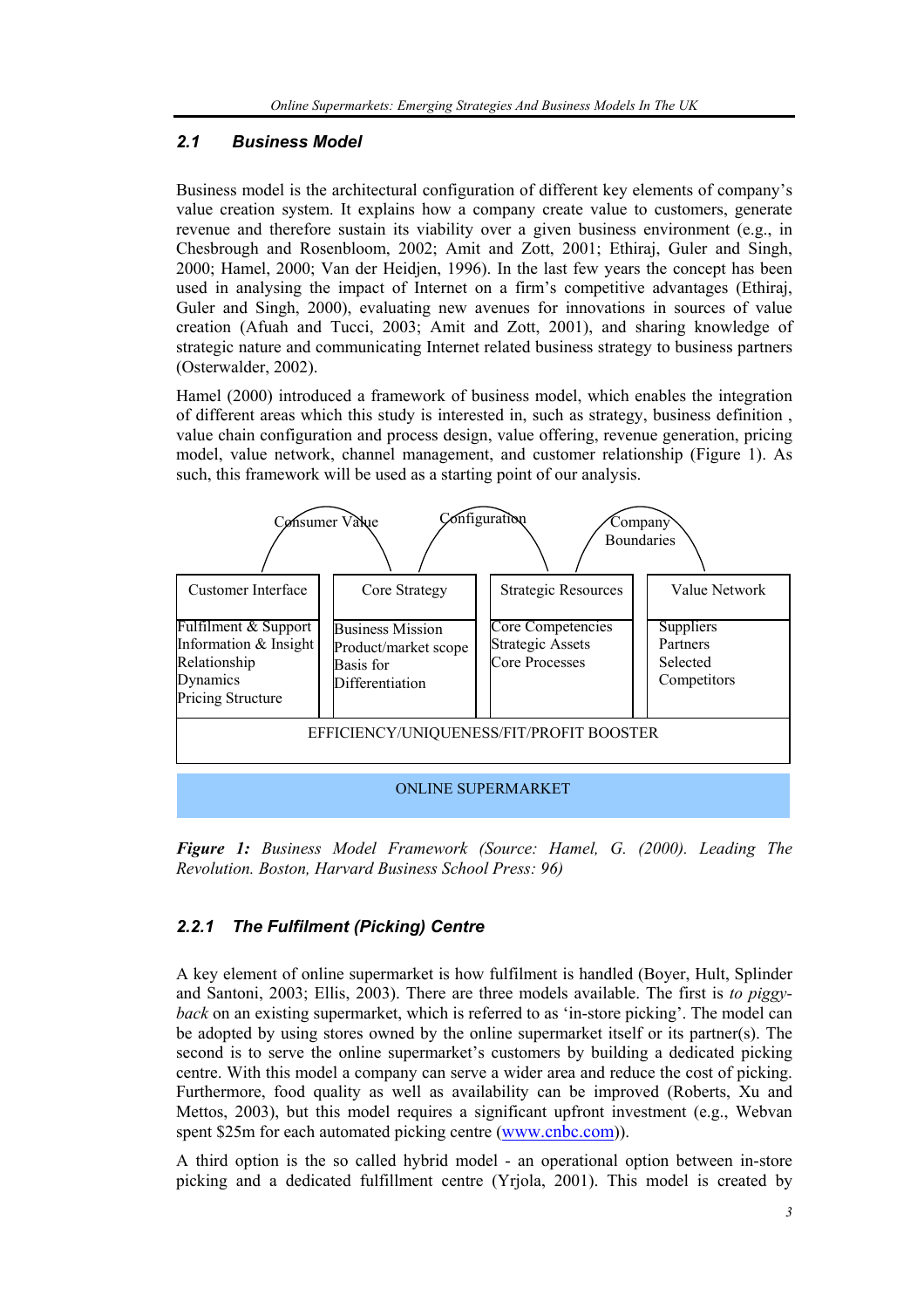### 2.1 Business Model

Business model is the architectural configuration of different key elements of company's value creation system. It explains how a company create value to customers, generate revenue and therefore sustain its viability over a given business environment (e.g., in Chesbrough and Rosenbloom, 2002; Amit and Zott, 2001; Ethiraj, Guler and Singh, 2000; Hamel, 2000; Van der Heidjen, 1996). In the last few years the concept has been used in analysing the impact of Internet on a firm's competitive advantages (Ethiraj, Guler and Singh, 2000), evaluating new avenues for innovations in sources of value creation (Afuah and Tucci, 2003; Amit and Zott, 2001), and sharing knowledge of strategic nature and communicating Internet related business strategy to business partners (Osterwalder, 2002).

Hamel (2000) introduced a framework of business model, which enables the integration of different areas which this study is interested in, such as strategy, business definition , value chain configuration and process design, value offering, revenue generation, pricing model, value network, channel management, and customer relationship (Figure 1). As such, this framework will be used as a starting point of our analysis.

Consumer Value — Configuration — Company Boundaries

| Customer Interface | Core Strategy | Strategic Resources | Value Network |
|---|---|---|---|
| Fulfilment & Support<br>Information & Insight<br>Relationship<br>Dynamics<br>Pricing Structure | Business Mission<br>Product/market scope<br>Basis for<br>Differentiation | Core Competencies<br>Strategic Assets<br>Core Processes | Suppliers<br>Partners<br>Selected<br>Competitors |
| EFFICIENCY/UNIQUENESS/FIT/PROFIT BOOSTER | | | |
| ONLINE SUPERMARKET | | | |

***Figure 1:*** *Business Model Framework (Source: Hamel, G. (2000). Leading The Revolution. Boston, Harvard Business School Press: 96)*

#### 2.2.1 The Fulfilment (Picking) Centre

A key element of online supermarket is how fulfilment is handled (Boyer, Hult, Splinder and Santoni, 2003; Ellis, 2003). There are three models available. The first is *to piggy-back* on an existing supermarket, which is referred to as 'in-store picking'. The model can be adopted by using stores owned by the online supermarket itself or its partner(s). The second is to serve the online supermarket's customers by building a dedicated picking centre. With this model a company can serve a wider area and reduce the cost of picking. Furthermore, food quality as well as availability can be improved (Roberts, Xu and Mettos, 2003), but this model requires a significant upfront investment (e.g., Webvan spent $25m for each automated picking centre (www.cnbc.com)).

A third option is the so called hybrid model - an operational option between in-store picking and a dedicated fulfillment centre (Yrjola, 2001). This model is created by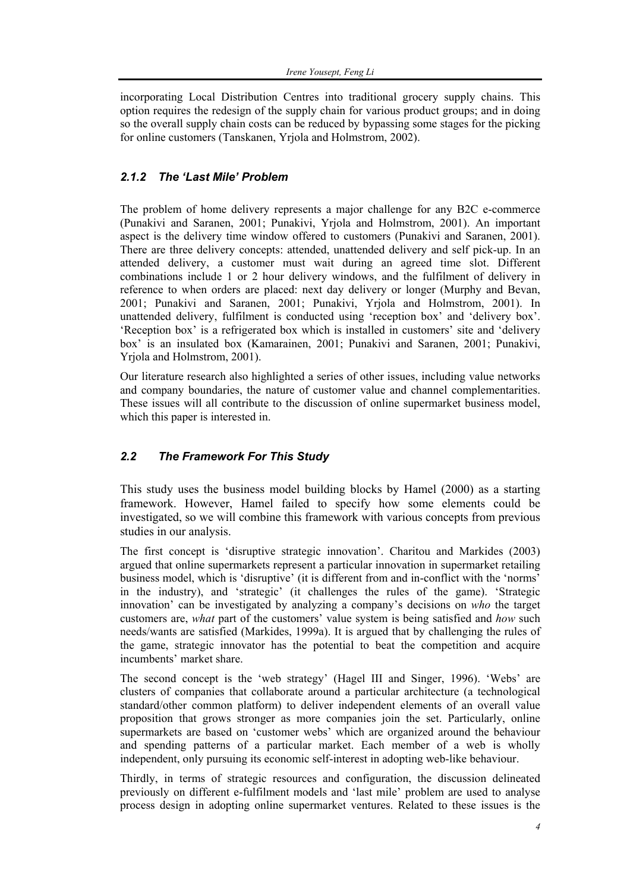incorporating Local Distribution Centres into traditional grocery supply chains. This option requires the redesign of the supply chain for various product groups; and in doing so the overall supply chain costs can be reduced by bypassing some stages for the picking for online customers (Tanskanen, Yrjola and Holmstrom, 2002).

### *2.1.2 The 'Last Mile' Problem*

The problem of home delivery represents a major challenge for any B2C e-commerce (Punakivi and Saranen, 2001; Punakivi, Yrjola and Holmstrom, 2001). An important aspect is the delivery time window offered to customers (Punakivi and Saranen, 2001). There are three delivery concepts: attended, unattended delivery and self pick-up. In an attended delivery, a customer must wait during an agreed time slot. Different combinations include 1 or 2 hour delivery windows, and the fulfilment of delivery in reference to when orders are placed: next day delivery or longer (Murphy and Bevan, 2001; Punakivi and Saranen, 2001; Punakivi, Yrjola and Holmstrom, 2001). In unattended delivery, fulfilment is conducted using 'reception box' and 'delivery box'. 'Reception box' is a refrigerated box which is installed in customers' site and 'delivery box' is an insulated box (Kamarainen, 2001; Punakivi and Saranen, 2001; Punakivi, Yrjola and Holmstrom, 2001).

Our literature research also highlighted a series of other issues, including value networks and company boundaries, the nature of customer value and channel complementarities. These issues will all contribute to the discussion of online supermarket business model, which this paper is interested in.

## *2.2 The Framework For This Study*

This study uses the business model building blocks by Hamel (2000) as a starting framework. However, Hamel failed to specify how some elements could be investigated, so we will combine this framework with various concepts from previous studies in our analysis.

The first concept is 'disruptive strategic innovation'. Charitou and Markides (2003) argued that online supermarkets represent a particular innovation in supermarket retailing business model, which is 'disruptive' (it is different from and in-conflict with the 'norms' in the industry), and 'strategic' (it challenges the rules of the game). 'Strategic innovation' can be investigated by analyzing a company's decisions on *who* the target customers are, *what* part of the customers' value system is being satisfied and *how* such needs/wants are satisfied (Markides, 1999a). It is argued that by challenging the rules of the game, strategic innovator has the potential to beat the competition and acquire incumbents' market share.

The second concept is the 'web strategy' (Hagel III and Singer, 1996). 'Webs' are clusters of companies that collaborate around a particular architecture (a technological standard/other common platform) to deliver independent elements of an overall value proposition that grows stronger as more companies join the set. Particularly, online supermarkets are based on 'customer webs' which are organized around the behaviour and spending patterns of a particular market. Each member of a web is wholly independent, only pursuing its economic self-interest in adopting web-like behaviour.

Thirdly, in terms of strategic resources and configuration, the discussion delineated previously on different e-fulfilment models and 'last mile' problem are used to analyse process design in adopting online supermarket ventures. Related to these issues is the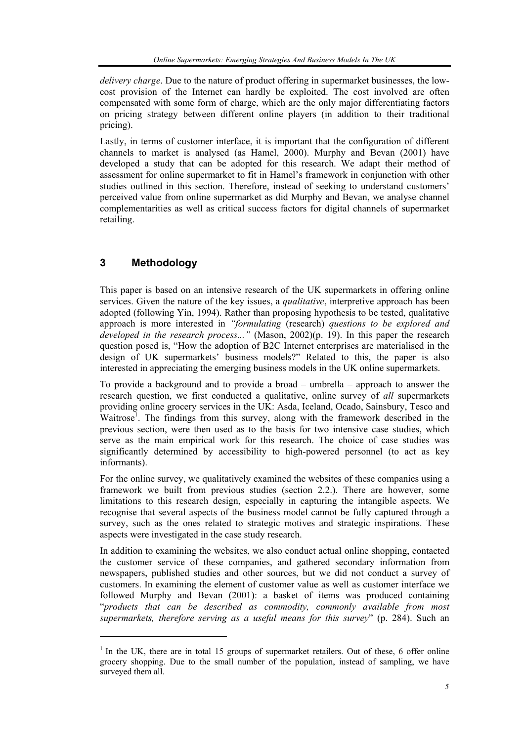*delivery charge*. Due to the nature of product offering in supermarket businesses, the low-cost provision of the Internet can hardly be exploited. The cost involved are often compensated with some form of charge, which are the only major differentiating factors on pricing strategy between different online players (in addition to their traditional pricing).

Lastly, in terms of customer interface, it is important that the configuration of different channels to market is analysed (as Hamel, 2000). Murphy and Bevan (2001) have developed a study that can be adopted for this research. We adapt their method of assessment for online supermarket to fit in Hamel's framework in conjunction with other studies outlined in this section. Therefore, instead of seeking to understand customers' perceived value from online supermarket as did Murphy and Bevan, we analyse channel complementarities as well as critical success factors for digital channels of supermarket retailing.

## 3 Methodology

This paper is based on an intensive research of the UK supermarkets in offering online services. Given the nature of the key issues, a *qualitative*, interpretive approach has been adopted (following Yin, 1994). Rather than proposing hypothesis to be tested, qualitative approach is more interested in *"formulating* (research) *questions to be explored and developed in the research process..."* (Mason, 2002)(p. 19). In this paper the research question posed is, "How the adoption of B2C Internet enterprises are materialised in the design of UK supermarkets' business models?" Related to this, the paper is also interested in appreciating the emerging business models in the UK online supermarkets.

To provide a background and to provide a broad – umbrella – approach to answer the research question, we first conducted a qualitative, online survey of *all* supermarkets providing online grocery services in the UK: Asda, Iceland, Ocado, Sainsbury, Tesco and Waitrose[1]. The findings from this survey, along with the framework described in the previous section, were then used as to the basis for two intensive case studies, which serve as the main empirical work for this research. The choice of case studies was significantly determined by accessibility to high-powered personnel (to act as key informants).

For the online survey, we qualitatively examined the websites of these companies using a framework we built from previous studies (section 2.2.). There are however, some limitations to this research design, especially in capturing the intangible aspects. We recognise that several aspects of the business model cannot be fully captured through a survey, such as the ones related to strategic motives and strategic inspirations. These aspects were investigated in the case study research.

In addition to examining the websites, we also conduct actual online shopping, contacted the customer service of these companies, and gathered secondary information from newspapers, published studies and other sources, but we did not conduct a survey of customers. In examining the element of customer value as well as customer interface we followed Murphy and Bevan (2001): a basket of items was produced containing "*products that can be described as commodity, commonly available from most supermarkets, therefore serving as a useful means for this survey*" (p. 284). Such an

[1] In the UK, there are in total 15 groups of supermarket retailers. Out of these, 6 offer online grocery shopping. Due to the small number of the population, instead of sampling, we have surveyed them all.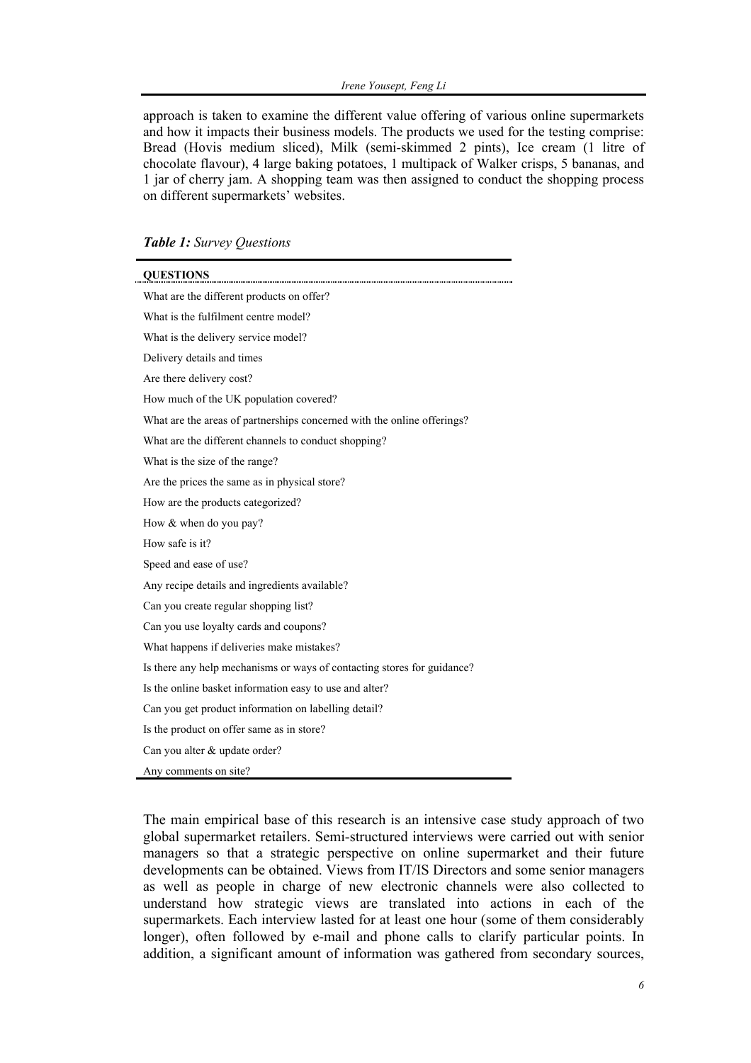approach is taken to examine the different value offering of various online supermarkets and how it impacts their business models. The products we used for the testing comprise: Bread (Hovis medium sliced), Milk (semi-skimmed 2 pints), Ice cream (1 litre of chocolate flavour), 4 large baking potatoes, 1 multipack of Walker crisps, 5 bananas, and 1 jar of cherry jam. A shopping team was then assigned to conduct the shopping process on different supermarkets' websites.

***Table 1:*** *Survey Questions*

| QUESTIONS |
| --- |
| What are the different products on offer? |
| What is the fulfilment centre model? |
| What is the delivery service model? |
| Delivery details and times |
| Are there delivery cost? |
| How much of the UK population covered? |
| What are the areas of partnerships concerned with the online offerings? |
| What are the different channels to conduct shopping? |
| What is the size of the range? |
| Are the prices the same as in physical store? |
| How are the products categorized? |
| How & when do you pay? |
| How safe is it? |
| Speed and ease of use? |
| Any recipe details and ingredients available? |
| Can you create regular shopping list? |
| Can you use loyalty cards and coupons? |
| What happens if deliveries make mistakes? |
| Is there any help mechanisms or ways of contacting stores for guidance? |
| Is the online basket information easy to use and alter? |
| Can you get product information on labelling detail? |
| Is the product on offer same as in store? |
| Can you alter & update order? |
| Any comments on site? |

The main empirical base of this research is an intensive case study approach of two global supermarket retailers. Semi-structured interviews were carried out with senior managers so that a strategic perspective on online supermarket and their future developments can be obtained. Views from IT/IS Directors and some senior managers as well as people in charge of new electronic channels were also collected to understand how strategic views are translated into actions in each of the supermarkets. Each interview lasted for at least one hour (some of them considerably longer), often followed by e-mail and phone calls to clarify particular points. In addition, a significant amount of information was gathered from secondary sources,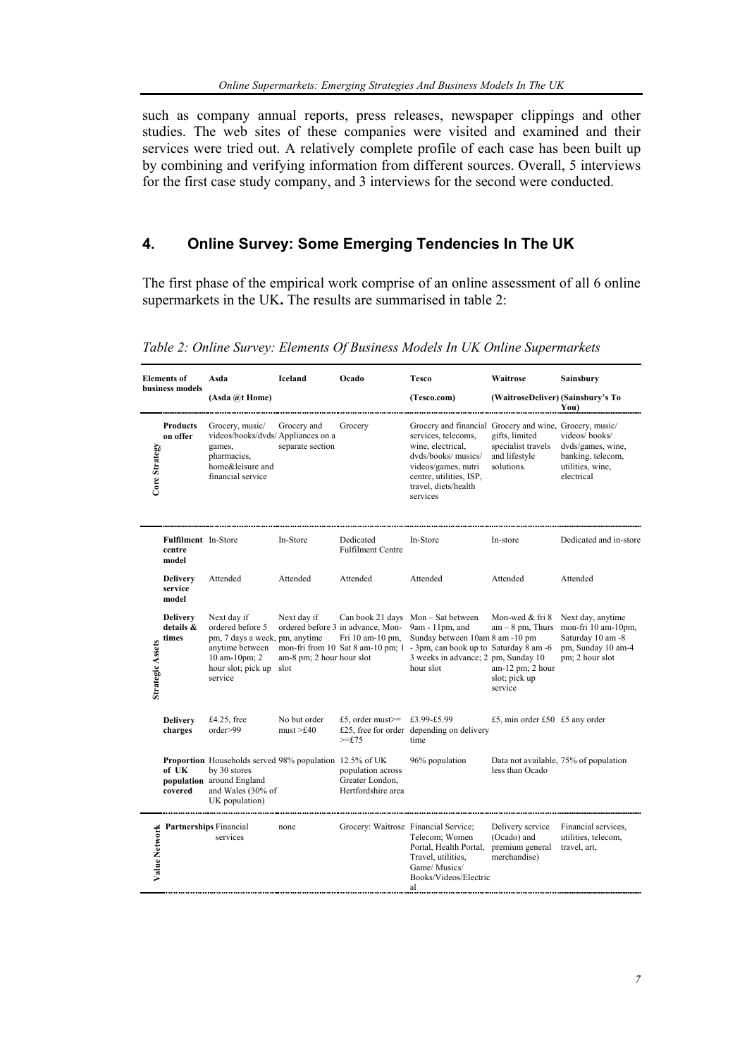such as company annual reports, press releases, newspaper clippings and other studies. The web sites of these companies were visited and examined and their services were tried out. A relatively complete profile of each case has been built up by combining and verifying information from different sources. Overall, 5 interviews for the first case study company, and 3 interviews for the second were conducted.

## 4. Online Survey: Some Emerging Tendencies In The UK

The first phase of the empirical work comprise of an online assessment of all 6 online supermarkets in the UK**.** The results are summarised in table 2:

*Table 2: Online Survey: Elements Of Business Models In UK Online Supermarkets*

| | Elements of business models | Asda (Asda @t Home) | Iceland | Ocado | Tesco (Tesco.com) | Waitrose (WaitroseDeliver) | Sainsbury (Sainsbury's To You) |
|---|---|---|---|---|---|---|---|
| Core Strategy | **Products on offer** | Grocery, music/ videos/books/dvds/ games, pharmacies, home&leisure and financial service | Grocery and Appliances on a separate section | Grocery | Grocery and financial services, telecoms, wine, electrical, dvds/books/ musics/ videos/games, nutri centre, utilities, ISP, travel, diets/health services | Grocery and wine, gifts, limited specialist travels and lifestyle solutions. | Grocery, music/ videos/ books/ dvds/games, wine, banking, telecom, utilities, wine, electrical |
| Strategic Assets | **Fulfilment centre model** | In-Store | In-Store | Dedicated Fulfilment Centre | In-Store | In-store | Dedicated and in-store |
| | **Delivery service model** | Attended | Attended | Attended | Attended | Attended | Attended |
| | **Delivery details & times** | Next day if ordered before 5 pm, 7 days a week, anytime between 10 am-10pm; 2 hour slot; pick up service | Next day if ordered before 3 pm, anytime mon-fri from 10 am-8 pm; 2 hour slot | Can book 21 days in advance, Mon-Fri 10 am-10 pm, Sat 8 am-10 pm; 1 hour slot | Mon – Sat between 9am - 11pm, and Sunday between 10am - 3pm, can book up to 3 weeks in advance; 2 hour slot | Mon-wed & fri 8 am – 8 pm, Thurs 8 am -10 pm Saturday 8 am -6 pm, Sunday 10 am-12 pm; 2 hour slot; pick up service | Next day, anytime mon-fri 10 am-10pm, Saturday 10 am -8 pm, Sunday 10 am-4 pm; 2 hour slot |
| | **Delivery charges** | £4.25, free order>99 | No but order must >£40 | £5, order must>= £25, free for order >=£75 | £3.99-£5.99 depending on delivery time | £5, min order £50 | £5 any order |
| | **Proportion of UK population covered** | Households served by 30 stores around England and Wales (30% of UK population) | 98% population | 12.5% of UK population across Greater London, Hertfordshire area | 96% population | Data not available, less than Ocado | 75% of population |
| Value Network | **Partnerships** | Financial services | none | Grocery: Waitrose | Financial Service; Telecom; Women Portal, Health Portal, Travel, utilities, Game/ Musics/ Books/Videos/Electrical | Delivery service (Ocado) and premium general merchandise) | Financial services, utilities, telecom, travel, art, |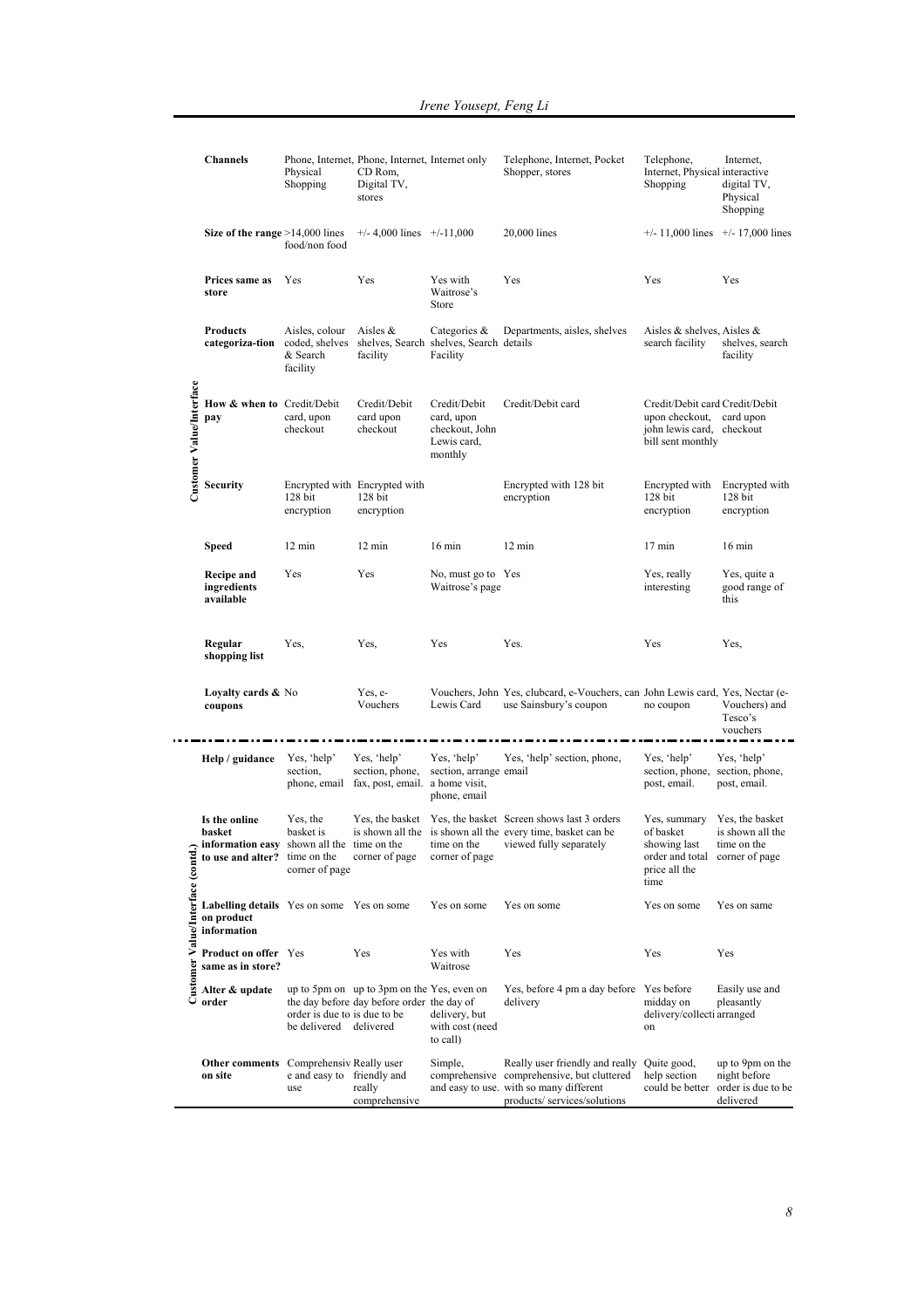| | | | | | | | |
|---|---|---|---|---|---|---|---|
| | **Channels** | Phone, Internet, Physical Shopping | Phone, Internet, CD Rom, Digital TV, stores | Internet only | Telephone, Internet, Pocket Shopper, stores | Telephone, Internet, Physical Shopping | Internet, interactive digital TV, Physical Shopping |
| | **Size of the range** | >14,000 lines food/non food | +/- 4,000 lines | +/-11,000 | 20,000 lines | +/- 11,000 lines | +/- 17,000 lines |
| | **Prices same as store** | Yes | Yes | Yes with Waitrose's Store | Yes | Yes | Yes |
| | **Products categoriza-tion** | Aisles, colour coded, shelves & Search facility | Aisles & shelves, Search facility | Categories & shelves, Search Facility | Departments, aisles, shelves details | Aisles & shelves, search facility | Aisles & shelves, search facility |
| **Customer Value/Interface** | **How & when to pay** | Credit/Debit card, upon checkout | Credit/Debit card upon checkout | Credit/Debit card, upon checkout, John Lewis card, monthly | Credit/Debit card | Credit/Debit card upon checkout, john lewis card, bill sent monthly | Credit/Debit card upon checkout |
| | **Security** | Encrypted with 128 bit encryption | Encrypted with 128 bit encryption | | Encrypted with 128 bit encryption | Encrypted with 128 bit encryption | Encrypted with 128 bit encryption |
| | **Speed** | 12 min | 12 min | 16 min | 12 min | 17 min | 16 min |
| | **Recipe and ingredients available** | Yes | Yes | No, must go to Waitrose's page | Yes | Yes, really interesting | Yes, quite a good range of this |
| | **Regular shopping list** | Yes, | Yes, | Yes | Yes. | Yes | Yes, |
| | **Loyalty cards & coupons** | No | Yes, e-Vouchers | Vouchers, John Lewis Card | Yes, clubcard, e-Vouchers, can use Sainsbury's coupon | John Lewis card, no coupon | Yes, Nectar (e-Vouchers) and Tesco's vouchers |
| **Customer Value/Interface (contd.)** | **Help / guidance** | Yes, 'help' section, phone, email | Yes, 'help' section, phone, fax, post, email. | Yes, 'help' section, arrange a home visit, phone, email | Yes, 'help' section, phone, email | Yes, 'help' section, phone, post, email. | Yes, 'help' section, phone, post, email. |
| | **Is the online basket information easy to use and alter?** | Yes, the basket is shown all the time on the corner of page | Yes, the basket is shown all the time on the corner of page | Yes, the basket is shown all the time on the corner of page | Screen shows last 3 orders every time, basket can be viewed fully separately | Yes, summary of basket showing last order and total price all the time | Yes, the basket is shown all the time on the corner of page |
| | **Labelling details on product information** | Yes on some | Yes on some | Yes on some | Yes on some | Yes on some | Yes on same |
| | **Product on offer same as in store?** | Yes | Yes | Yes with Waitrose | Yes | Yes | Yes |
| | **Alter & update order** | up to 5pm on the day before order is due to be delivered | up to 3pm on the day before day is due to be delivered | Yes, even on the day of delivery, but with cost (need to call) | Yes, before 4 pm a day before delivery | Yes before midday on delivery/collection arranged | Easily use and pleasantly |
| | **Other comments on site** | Comprehensive and easy to use | Really user friendly and really comprehensive | Simple, comprehensive and easy to use. | Really user friendly and really comprehensive, but cluttered with so many different products/ services/solutions | Quite good, help section could be better | up to 9pm on the night before order is due to be delivered |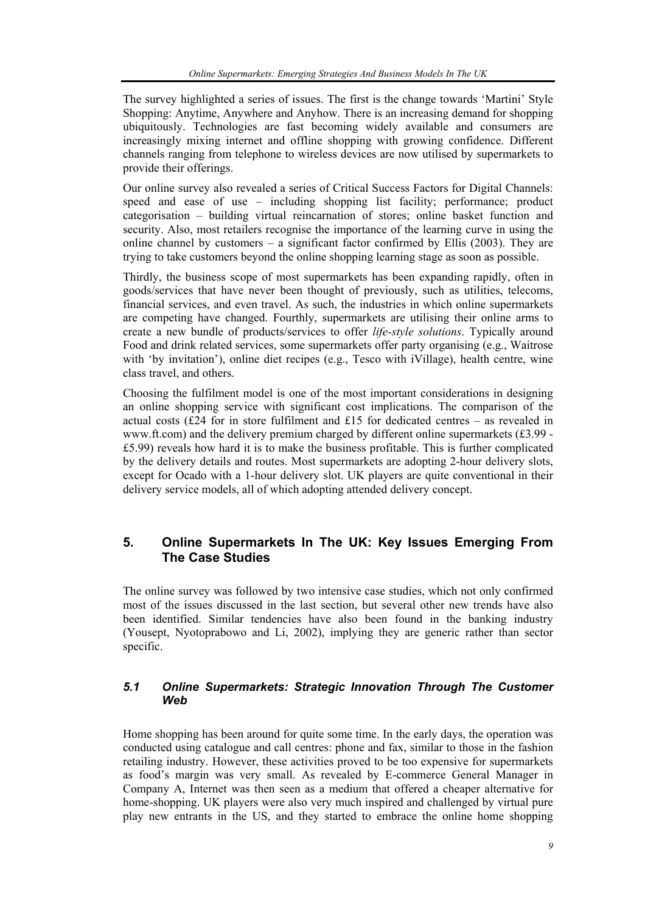The survey highlighted a series of issues. The first is the change towards 'Martini' Style Shopping: Anytime, Anywhere and Anyhow. There is an increasing demand for shopping ubiquitously. Technologies are fast becoming widely available and consumers are increasingly mixing internet and offline shopping with growing confidence. Different channels ranging from telephone to wireless devices are now utilised by supermarkets to provide their offerings.

Our online survey also revealed a series of Critical Success Factors for Digital Channels: speed and ease of use – including shopping list facility; performance; product categorisation – building virtual reincarnation of stores; online basket function and security. Also, most retailers recognise the importance of the learning curve in using the online channel by customers – a significant factor confirmed by Ellis (2003). They are trying to take customers beyond the online shopping learning stage as soon as possible.

Thirdly, the business scope of most supermarkets has been expanding rapidly, often in goods/services that have never been thought of previously, such as utilities, telecoms, financial services, and even travel. As such, the industries in which online supermarkets are competing have changed. Fourthly, supermarkets are utilising their online arms to create a new bundle of products/services to offer *life-style solutions*. Typically around Food and drink related services, some supermarkets offer party organising (e.g., Waitrose with 'by invitation'), online diet recipes (e.g., Tesco with iVillage), health centre, wine class travel, and others.

Choosing the fulfilment model is one of the most important considerations in designing an online shopping service with significant cost implications. The comparison of the actual costs (£24 for in store fulfilment and £15 for dedicated centres – as revealed in www.ft.com) and the delivery premium charged by different online supermarkets (£3.99 - £5.99) reveals how hard it is to make the business profitable. This is further complicated by the delivery details and routes. Most supermarkets are adopting 2-hour delivery slots, except for Ocado with a 1-hour delivery slot. UK players are quite conventional in their delivery service models, all of which adopting attended delivery concept.

## 5. Online Supermarkets In The UK: Key Issues Emerging From The Case Studies

The online survey was followed by two intensive case studies, which not only confirmed most of the issues discussed in the last section, but several other new trends have also been identified. Similar tendencies have also been found in the banking industry (Yousept, Nyotoprabowo and Li, 2002), implying they are generic rather than sector specific.

### *5.1 Online Supermarkets: Strategic Innovation Through The Customer Web*

Home shopping has been around for quite some time. In the early days, the operation was conducted using catalogue and call centres: phone and fax, similar to those in the fashion retailing industry. However, these activities proved to be too expensive for supermarkets as food's margin was very small. As revealed by E-commerce General Manager in Company A, Internet was then seen as a medium that offered a cheaper alternative for home-shopping. UK players were also very much inspired and challenged by virtual pure play new entrants in the US, and they started to embrace the online home shopping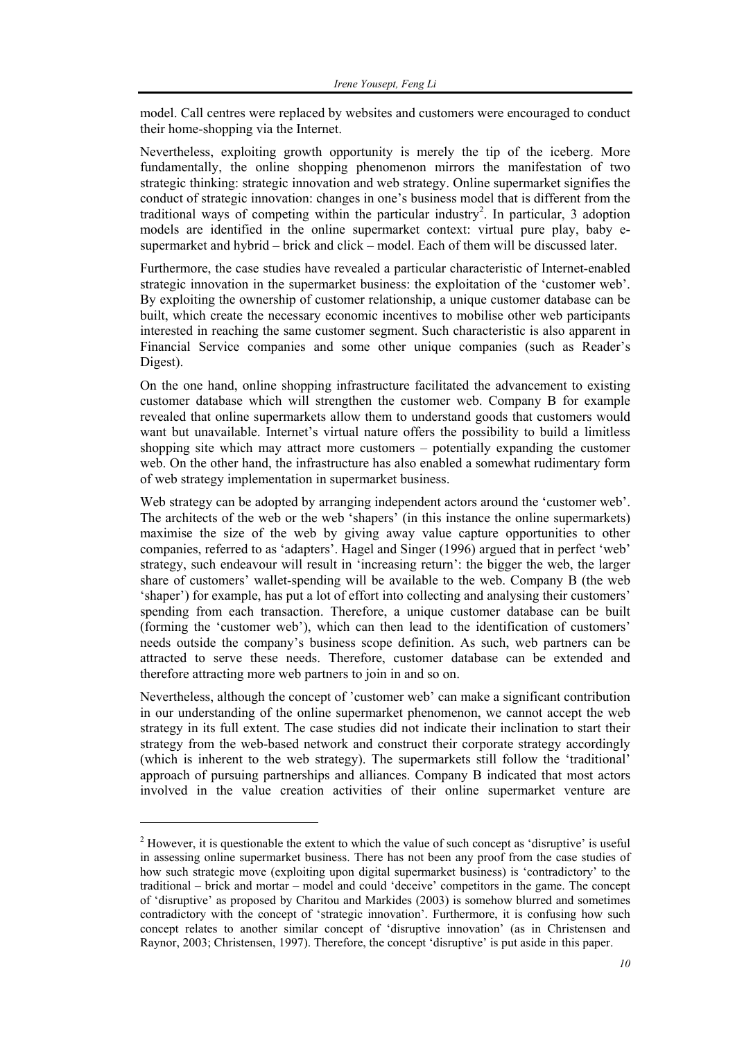model. Call centres were replaced by websites and customers were encouraged to conduct their home-shopping via the Internet.

Nevertheless, exploiting growth opportunity is merely the tip of the iceberg. More fundamentally, the online shopping phenomenon mirrors the manifestation of two strategic thinking: strategic innovation and web strategy. Online supermarket signifies the conduct of strategic innovation: changes in one's business model that is different from the traditional ways of competing within the particular industry[2]. In particular, 3 adoption models are identified in the online supermarket context: virtual pure play, baby e-supermarket and hybrid – brick and click – model. Each of them will be discussed later.

Furthermore, the case studies have revealed a particular characteristic of Internet-enabled strategic innovation in the supermarket business: the exploitation of the 'customer web'. By exploiting the ownership of customer relationship, a unique customer database can be built, which create the necessary economic incentives to mobilise other web participants interested in reaching the same customer segment. Such characteristic is also apparent in Financial Service companies and some other unique companies (such as Reader's Digest).

On the one hand, online shopping infrastructure facilitated the advancement to existing customer database which will strengthen the customer web. Company B for example revealed that online supermarkets allow them to understand goods that customers would want but unavailable. Internet's virtual nature offers the possibility to build a limitless shopping site which may attract more customers – potentially expanding the customer web. On the other hand, the infrastructure has also enabled a somewhat rudimentary form of web strategy implementation in supermarket business.

Web strategy can be adopted by arranging independent actors around the 'customer web'. The architects of the web or the web 'shapers' (in this instance the online supermarkets) maximise the size of the web by giving away value capture opportunities to other companies, referred to as 'adapters'. Hagel and Singer (1996) argued that in perfect 'web' strategy, such endeavour will result in 'increasing return': the bigger the web, the larger share of customers' wallet-spending will be available to the web. Company B (the web 'shaper') for example, has put a lot of effort into collecting and analysing their customers' spending from each transaction. Therefore, a unique customer database can be built (forming the 'customer web'), which can then lead to the identification of customers' needs outside the company's business scope definition. As such, web partners can be attracted to serve these needs. Therefore, customer database can be extended and therefore attracting more web partners to join in and so on.

Nevertheless, although the concept of 'customer web' can make a significant contribution in our understanding of the online supermarket phenomenon, we cannot accept the web strategy in its full extent. The case studies did not indicate their inclination to start their strategy from the web-based network and construct their corporate strategy accordingly (which is inherent to the web strategy). The supermarkets still follow the 'traditional' approach of pursuing partnerships and alliances. Company B indicated that most actors involved in the value creation activities of their online supermarket venture are

[2] However, it is questionable the extent to which the value of such concept as 'disruptive' is useful in assessing online supermarket business. There has not been any proof from the case studies of how such strategic move (exploiting upon digital supermarket business) is 'contradictory' to the traditional – brick and mortar – model and could 'deceive' competitors in the game. The concept of 'disruptive' as proposed by Charitou and Markides (2003) is somehow blurred and sometimes contradictory with the concept of 'strategic innovation'. Furthermore, it is confusing how such concept relates to another similar concept of 'disruptive innovation' (as in Christensen and Raynor, 2003; Christensen, 1997). Therefore, the concept 'disruptive' is put aside in this paper.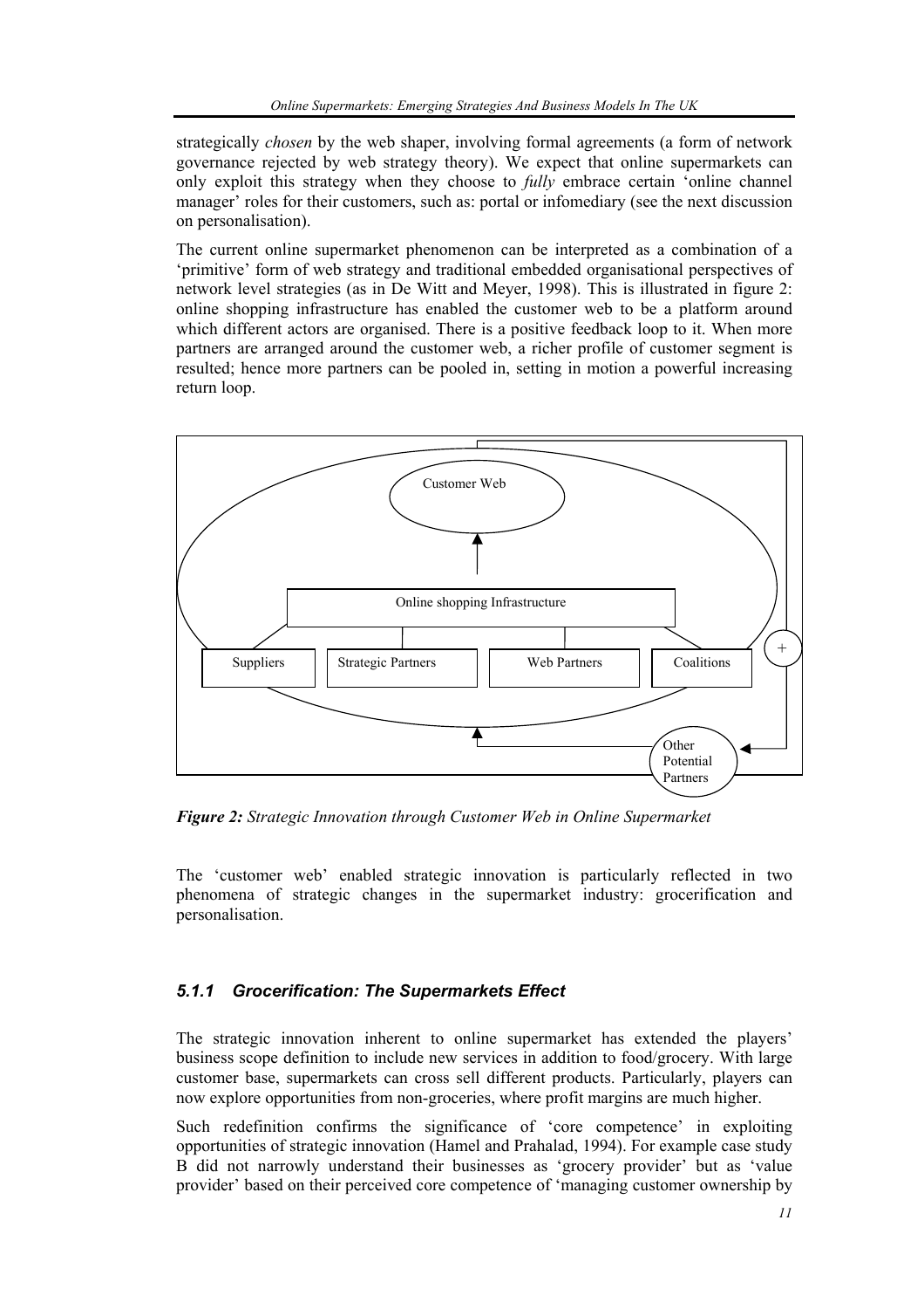strategically *chosen* by the web shaper, involving formal agreements (a form of network governance rejected by web strategy theory). We expect that online supermarkets can only exploit this strategy when they choose to *fully* embrace certain 'online channel manager' roles for their customers, such as: portal or infomediary (see the next discussion on personalisation).

The current online supermarket phenomenon can be interpreted as a combination of a 'primitive' form of web strategy and traditional embedded organisational perspectives of network level strategies (as in De Witt and Meyer, 1998). This is illustrated in figure 2: online shopping infrastructure has enabled the customer web to be a platform around which different actors are organised. There is a positive feedback loop to it. When more partners are arranged around the customer web, a richer profile of customer segment is resulted; hence more partners can be pooled in, setting in motion a powerful increasing return loop.

Customer Web

Online shopping Infrastructure

Suppliers | Strategic Partners | Web Partners | Coalitions

+

Other Potential Partners

***Figure 2:*** *Strategic Innovation through Customer Web in Online Supermarket*

The 'customer web' enabled strategic innovation is particularly reflected in two phenomena of strategic changes in the supermarket industry: grocerification and personalisation.

### *5.1.1 Grocerification: The Supermarkets Effect*

The strategic innovation inherent to online supermarket has extended the players' business scope definition to include new services in addition to food/grocery. With large customer base, supermarkets can cross sell different products. Particularly, players can now explore opportunities from non-groceries, where profit margins are much higher.

Such redefinition confirms the significance of 'core competence' in exploiting opportunities of strategic innovation (Hamel and Prahalad, 1994). For example case study B did not narrowly understand their businesses as 'grocery provider' but as 'value provider' based on their perceived core competence of 'managing customer ownership by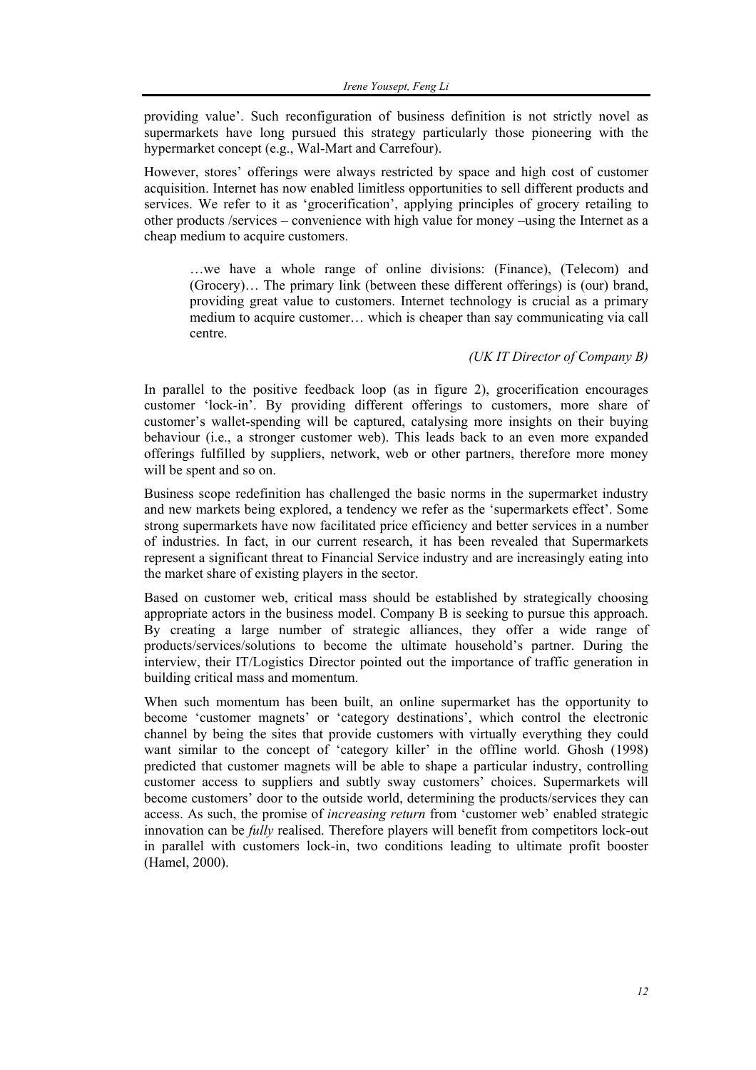providing value'. Such reconfiguration of business definition is not strictly novel as supermarkets have long pursued this strategy particularly those pioneering with the hypermarket concept (e.g., Wal-Mart and Carrefour).

However, stores' offerings were always restricted by space and high cost of customer acquisition. Internet has now enabled limitless opportunities to sell different products and services. We refer to it as 'grocerification', applying principles of grocery retailing to other products /services – convenience with high value for money –using the Internet as a cheap medium to acquire customers.

> …we have a whole range of online divisions: (Finance), (Telecom) and (Grocery)… The primary link (between these different offerings) is (our) brand, providing great value to customers. Internet technology is crucial as a primary medium to acquire customer… which is cheaper than say communicating via call centre.
>
> *(UK IT Director of Company B)*

In parallel to the positive feedback loop (as in figure 2), grocerification encourages customer 'lock-in'. By providing different offerings to customers, more share of customer's wallet-spending will be captured, catalysing more insights on their buying behaviour (i.e., a stronger customer web). This leads back to an even more expanded offerings fulfilled by suppliers, network, web or other partners, therefore more money will be spent and so on.

Business scope redefinition has challenged the basic norms in the supermarket industry and new markets being explored, a tendency we refer as the 'supermarkets effect'. Some strong supermarkets have now facilitated price efficiency and better services in a number of industries. In fact, in our current research, it has been revealed that Supermarkets represent a significant threat to Financial Service industry and are increasingly eating into the market share of existing players in the sector.

Based on customer web, critical mass should be established by strategically choosing appropriate actors in the business model. Company B is seeking to pursue this approach. By creating a large number of strategic alliances, they offer a wide range of products/services/solutions to become the ultimate household's partner. During the interview, their IT/Logistics Director pointed out the importance of traffic generation in building critical mass and momentum.

When such momentum has been built, an online supermarket has the opportunity to become 'customer magnets' or 'category destinations', which control the electronic channel by being the sites that provide customers with virtually everything they could want similar to the concept of 'category killer' in the offline world. Ghosh (1998) predicted that customer magnets will be able to shape a particular industry, controlling customer access to suppliers and subtly sway customers' choices. Supermarkets will become customers' door to the outside world, determining the products/services they can access. As such, the promise of *increasing return* from 'customer web' enabled strategic innovation can be *fully* realised. Therefore players will benefit from competitors lock-out in parallel with customers lock-in, two conditions leading to ultimate profit booster (Hamel, 2000).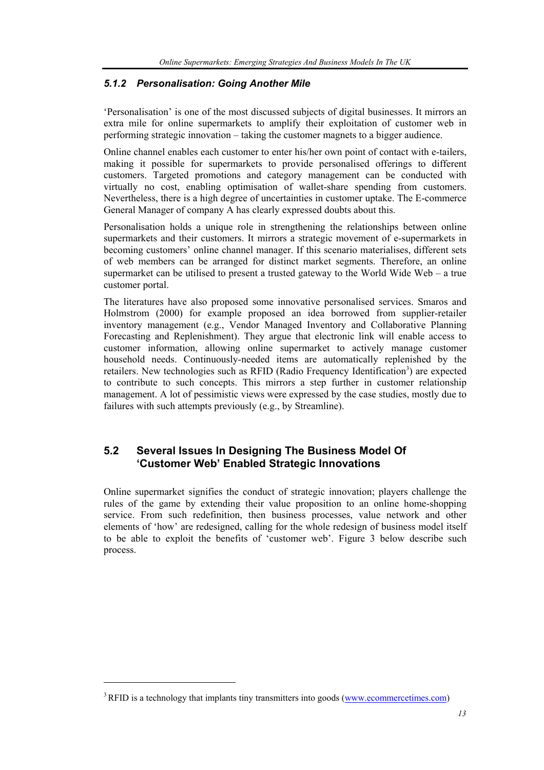### *5.1.2 Personalisation: Going Another Mile*

'Personalisation' is one of the most discussed subjects of digital businesses. It mirrors an extra mile for online supermarkets to amplify their exploitation of customer web in performing strategic innovation – taking the customer magnets to a bigger audience.

Online channel enables each customer to enter his/her own point of contact with e-tailers, making it possible for supermarkets to provide personalised offerings to different customers. Targeted promotions and category management can be conducted with virtually no cost, enabling optimisation of wallet-share spending from customers. Nevertheless, there is a high degree of uncertainties in customer uptake. The E-commerce General Manager of company A has clearly expressed doubts about this.

Personalisation holds a unique role in strengthening the relationships between online supermarkets and their customers. It mirrors a strategic movement of e-supermarkets in becoming customers' online channel manager. If this scenario materialises, different sets of web members can be arranged for distinct market segments. Therefore, an online supermarket can be utilised to present a trusted gateway to the World Wide Web – a true customer portal.

The literatures have also proposed some innovative personalised services. Smaros and Holmstrom (2000) for example proposed an idea borrowed from supplier-retailer inventory management (e.g., Vendor Managed Inventory and Collaborative Planning Forecasting and Replenishment). They argue that electronic link will enable access to customer information, allowing online supermarket to actively manage customer household needs. Continuously-needed items are automatically replenished by the retailers. New technologies such as RFID (Radio Frequency Identification[3]) are expected to contribute to such concepts. This mirrors a step further in customer relationship management. A lot of pessimistic views were expressed by the case studies, mostly due to failures with such attempts previously (e.g., by Streamline).

## 5.2 Several Issues In Designing The Business Model Of 'Customer Web' Enabled Strategic Innovations

Online supermarket signifies the conduct of strategic innovation; players challenge the rules of the game by extending their value proposition to an online home-shopping service. From such redefinition, then business processes, value network and other elements of 'how' are redesigned, calling for the whole redesign of business model itself to be able to exploit the benefits of 'customer web'. Figure 3 below describe such process.

---

[3] RFID is a technology that implants tiny transmitters into goods (www.ecommercetimes.com)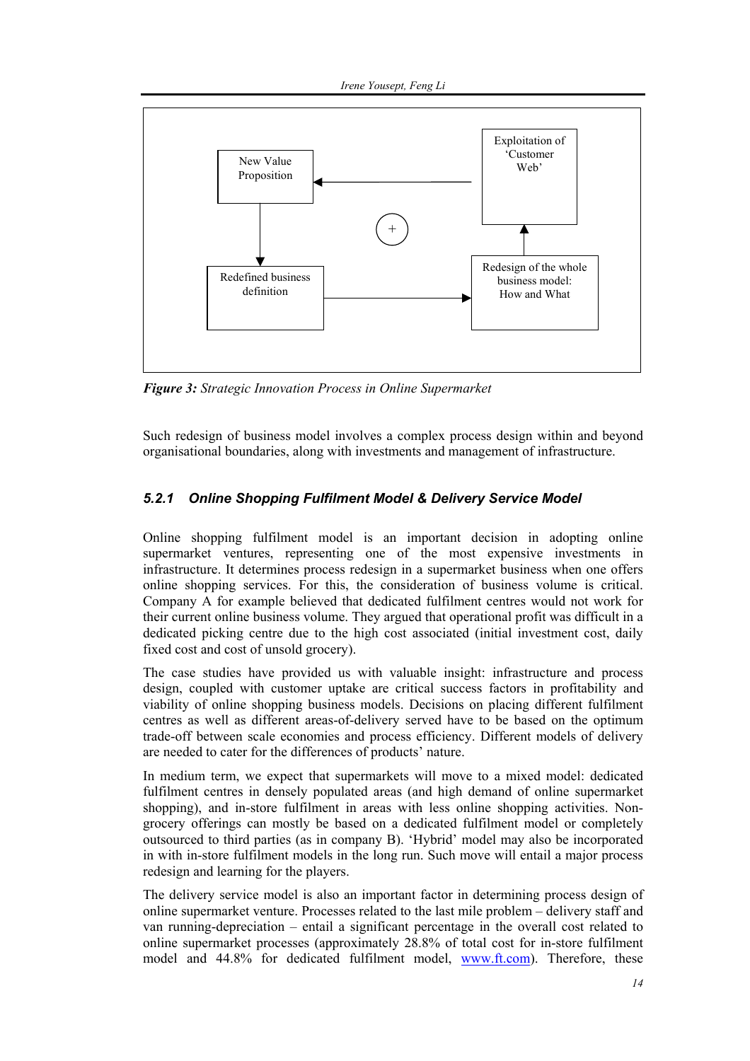New Value Proposition

Exploitation of 'Customer Web'

Redefined business definition

Redesign of the whole business model: How and What

***Figure 3:*** *Strategic Innovation Process in Online Supermarket*

Such redesign of business model involves a complex process design within and beyond organisational boundaries, along with investments and management of infrastructure.

### *5.2.1 Online Shopping Fulfilment Model & Delivery Service Model*

Online shopping fulfilment model is an important decision in adopting online supermarket ventures, representing one of the most expensive investments in infrastructure. It determines process redesign in a supermarket business when one offers online shopping services. For this, the consideration of business volume is critical. Company A for example believed that dedicated fulfilment centres would not work for their current online business volume. They argued that operational profit was difficult in a dedicated picking centre due to the high cost associated (initial investment cost, daily fixed cost and cost of unsold grocery).

The case studies have provided us with valuable insight: infrastructure and process design, coupled with customer uptake are critical success factors in profitability and viability of online shopping business models. Decisions on placing different fulfilment centres as well as different areas-of-delivery served have to be based on the optimum trade-off between scale economies and process efficiency. Different models of delivery are needed to cater for the differences of products' nature.

In medium term, we expect that supermarkets will move to a mixed model: dedicated fulfilment centres in densely populated areas (and high demand of online supermarket shopping), and in-store fulfilment in areas with less online shopping activities. Non-grocery offerings can mostly be based on a dedicated fulfilment model or completely outsourced to third parties (as in company B). 'Hybrid' model may also be incorporated in with in-store fulfilment models in the long run. Such move will entail a major process redesign and learning for the players.

The delivery service model is also an important factor in determining process design of online supermarket venture. Processes related to the last mile problem – delivery staff and van running-depreciation – entail a significant percentage in the overall cost related to online supermarket processes (approximately 28.8% of total cost for in-store fulfilment model and 44.8% for dedicated fulfilment model, www.ft.com). Therefore, these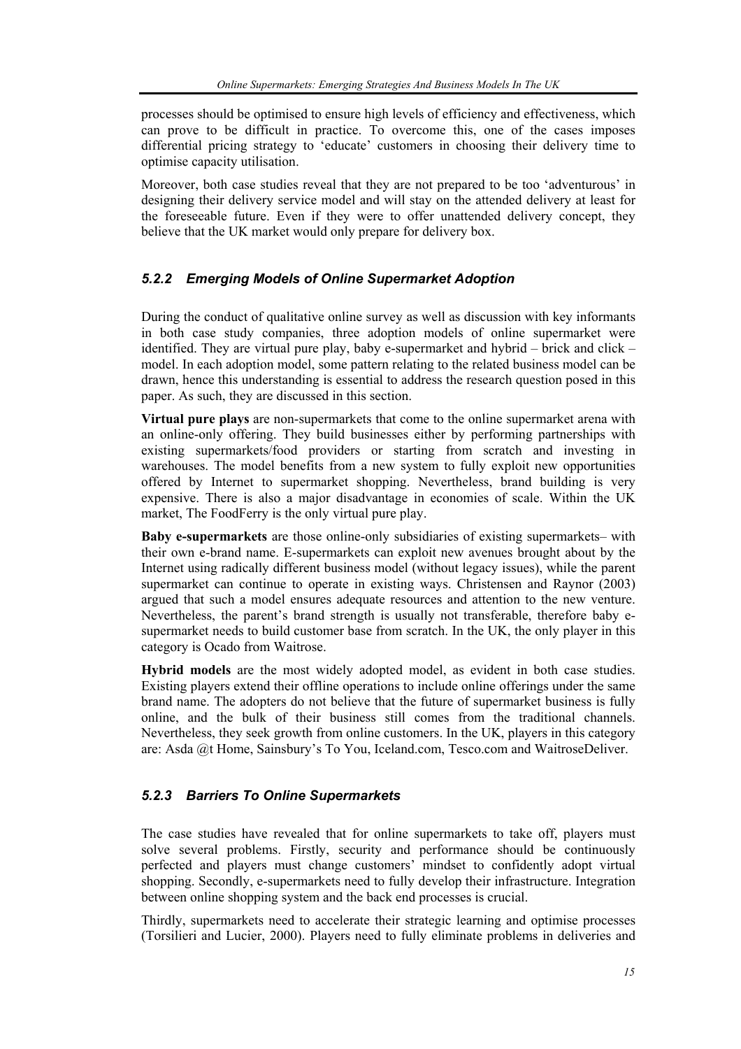processes should be optimised to ensure high levels of efficiency and effectiveness, which can prove to be difficult in practice. To overcome this, one of the cases imposes differential pricing strategy to 'educate' customers in choosing their delivery time to optimise capacity utilisation.

Moreover, both case studies reveal that they are not prepared to be too 'adventurous' in designing their delivery service model and will stay on the attended delivery at least for the foreseeable future. Even if they were to offer unattended delivery concept, they believe that the UK market would only prepare for delivery box.

### *5.2.2 Emerging Models of Online Supermarket Adoption*

During the conduct of qualitative online survey as well as discussion with key informants in both case study companies, three adoption models of online supermarket were identified. They are virtual pure play, baby e-supermarket and hybrid – brick and click – model. In each adoption model, some pattern relating to the related business model can be drawn, hence this understanding is essential to address the research question posed in this paper. As such, they are discussed in this section.

**Virtual pure plays** are non-supermarkets that come to the online supermarket arena with an online-only offering. They build businesses either by performing partnerships with existing supermarkets/food providers or starting from scratch and investing in warehouses. The model benefits from a new system to fully exploit new opportunities offered by Internet to supermarket shopping. Nevertheless, brand building is very expensive. There is also a major disadvantage in economies of scale. Within the UK market, The FoodFerry is the only virtual pure play.

**Baby e-supermarkets** are those online-only subsidiaries of existing supermarkets– with their own e-brand name. E-supermarkets can exploit new avenues brought about by the Internet using radically different business model (without legacy issues), while the parent supermarket can continue to operate in existing ways. Christensen and Raynor (2003) argued that such a model ensures adequate resources and attention to the new venture. Nevertheless, the parent's brand strength is usually not transferable, therefore baby e-supermarket needs to build customer base from scratch. In the UK, the only player in this category is Ocado from Waitrose.

**Hybrid models** are the most widely adopted model, as evident in both case studies. Existing players extend their offline operations to include online offerings under the same brand name. The adopters do not believe that the future of supermarket business is fully online, and the bulk of their business still comes from the traditional channels. Nevertheless, they seek growth from online customers. In the UK, players in this category are: Asda @t Home, Sainsbury's To You, Iceland.com, Tesco.com and WaitroseDeliver.

### *5.2.3 Barriers To Online Supermarkets*

The case studies have revealed that for online supermarkets to take off, players must solve several problems. Firstly, security and performance should be continuously perfected and players must change customers' mindset to confidently adopt virtual shopping. Secondly, e-supermarkets need to fully develop their infrastructure. Integration between online shopping system and the back end processes is crucial.

Thirdly, supermarkets need to accelerate their strategic learning and optimise processes (Torsilieri and Lucier, 2000). Players need to fully eliminate problems in deliveries and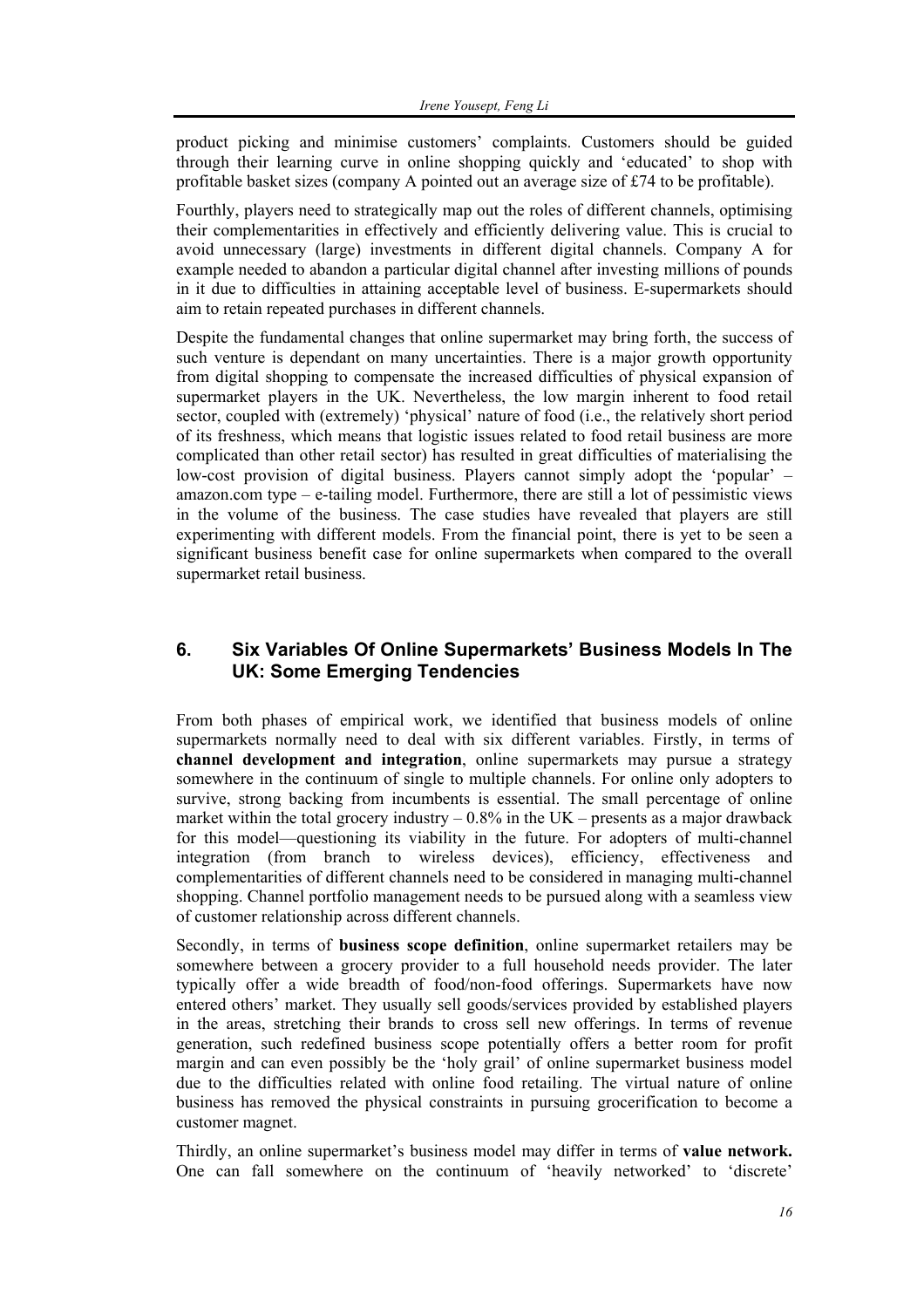product picking and minimise customers' complaints. Customers should be guided through their learning curve in online shopping quickly and 'educated' to shop with profitable basket sizes (company A pointed out an average size of £74 to be profitable).

Fourthly, players need to strategically map out the roles of different channels, optimising their complementarities in effectively and efficiently delivering value. This is crucial to avoid unnecessary (large) investments in different digital channels. Company A for example needed to abandon a particular digital channel after investing millions of pounds in it due to difficulties in attaining acceptable level of business. E-supermarkets should aim to retain repeated purchases in different channels.

Despite the fundamental changes that online supermarket may bring forth, the success of such venture is dependant on many uncertainties. There is a major growth opportunity from digital shopping to compensate the increased difficulties of physical expansion of supermarket players in the UK. Nevertheless, the low margin inherent to food retail sector, coupled with (extremely) 'physical' nature of food (i.e., the relatively short period of its freshness, which means that logistic issues related to food retail business are more complicated than other retail sector) has resulted in great difficulties of materialising the low-cost provision of digital business. Players cannot simply adopt the 'popular' – amazon.com type – e-tailing model. Furthermore, there are still a lot of pessimistic views in the volume of the business. The case studies have revealed that players are still experimenting with different models. From the financial point, there is yet to be seen a significant business benefit case for online supermarkets when compared to the overall supermarket retail business.

## 6. Six Variables Of Online Supermarkets' Business Models In The UK: Some Emerging Tendencies

From both phases of empirical work, we identified that business models of online supermarkets normally need to deal with six different variables. Firstly, in terms of **channel development and integration**, online supermarkets may pursue a strategy somewhere in the continuum of single to multiple channels. For online only adopters to survive, strong backing from incumbents is essential. The small percentage of online market within the total grocery industry – 0.8% in the UK – presents as a major drawback for this model—questioning its viability in the future. For adopters of multi-channel integration (from branch to wireless devices), efficiency, effectiveness and complementarities of different channels need to be considered in managing multi-channel shopping. Channel portfolio management needs to be pursued along with a seamless view of customer relationship across different channels.

Secondly, in terms of **business scope definition**, online supermarket retailers may be somewhere between a grocery provider to a full household needs provider. The later typically offer a wide breadth of food/non-food offerings. Supermarkets have now entered others' market. They usually sell goods/services provided by established players in the areas, stretching their brands to cross sell new offerings. In terms of revenue generation, such redefined business scope potentially offers a better room for profit margin and can even possibly be the 'holy grail' of online supermarket business model due to the difficulties related with online food retailing. The virtual nature of online business has removed the physical constraints in pursuing grocerification to become a customer magnet.

Thirdly, an online supermarket's business model may differ in terms of **value network.** One can fall somewhere on the continuum of 'heavily networked' to 'discrete'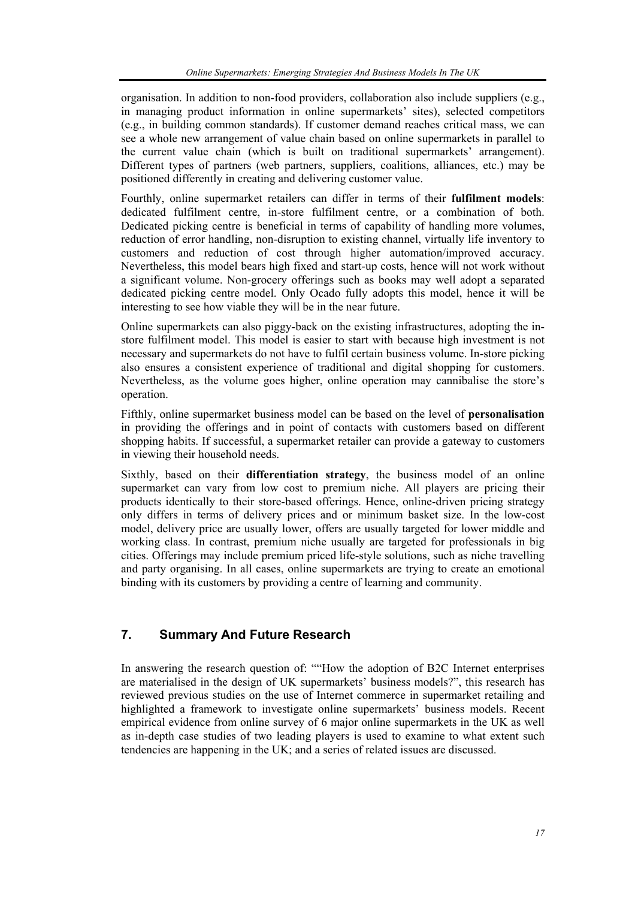organisation. In addition to non-food providers, collaboration also include suppliers (e.g., in managing product information in online supermarkets' sites), selected competitors (e.g., in building common standards). If customer demand reaches critical mass, we can see a whole new arrangement of value chain based on online supermarkets in parallel to the current value chain (which is built on traditional supermarkets' arrangement). Different types of partners (web partners, suppliers, coalitions, alliances, etc.) may be positioned differently in creating and delivering customer value.

Fourthly, online supermarket retailers can differ in terms of their **fulfilment models**: dedicated fulfilment centre, in-store fulfilment centre, or a combination of both. Dedicated picking centre is beneficial in terms of capability of handling more volumes, reduction of error handling, non-disruption to existing channel, virtually life inventory to customers and reduction of cost through higher automation/improved accuracy. Nevertheless, this model bears high fixed and start-up costs, hence will not work without a significant volume. Non-grocery offerings such as books may well adopt a separated dedicated picking centre model. Only Ocado fully adopts this model, hence it will be interesting to see how viable they will be in the near future.

Online supermarkets can also piggy-back on the existing infrastructures, adopting the in-store fulfilment model. This model is easier to start with because high investment is not necessary and supermarkets do not have to fulfil certain business volume. In-store picking also ensures a consistent experience of traditional and digital shopping for customers. Nevertheless, as the volume goes higher, online operation may cannibalise the store's operation.

Fifthly, online supermarket business model can be based on the level of **personalisation** in providing the offerings and in point of contacts with customers based on different shopping habits. If successful, a supermarket retailer can provide a gateway to customers in viewing their household needs.

Sixthly, based on their **differentiation strategy**, the business model of an online supermarket can vary from low cost to premium niche. All players are pricing their products identically to their store-based offerings. Hence, online-driven pricing strategy only differs in terms of delivery prices and or minimum basket size. In the low-cost model, delivery price are usually lower, offers are usually targeted for lower middle and working class. In contrast, premium niche usually are targeted for professionals in big cities. Offerings may include premium priced life-style solutions, such as niche travelling and party organising. In all cases, online supermarkets are trying to create an emotional binding with its customers by providing a centre of learning and community.

## 7. Summary And Future Research

In answering the research question of: ""How the adoption of B2C Internet enterprises are materialised in the design of UK supermarkets' business models?", this research has reviewed previous studies on the use of Internet commerce in supermarket retailing and highlighted a framework to investigate online supermarkets' business models. Recent empirical evidence from online survey of 6 major online supermarkets in the UK as well as in-depth case studies of two leading players is used to examine to what extent such tendencies are happening in the UK; and a series of related issues are discussed.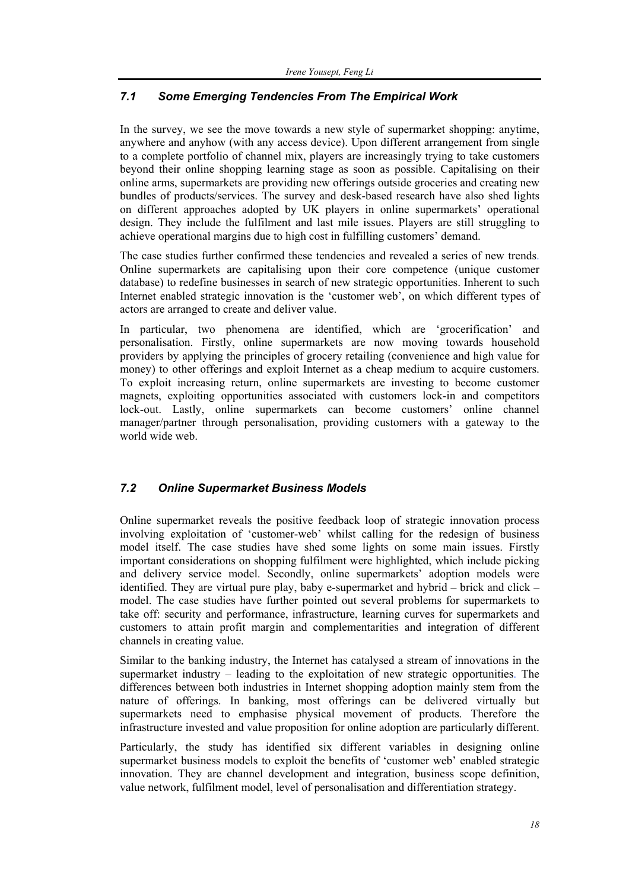### *7.1 Some Emerging Tendencies From The Empirical Work*

In the survey, we see the move towards a new style of supermarket shopping: anytime, anywhere and anyhow (with any access device). Upon different arrangement from single to a complete portfolio of channel mix, players are increasingly trying to take customers beyond their online shopping learning stage as soon as possible. Capitalising on their online arms, supermarkets are providing new offerings outside groceries and creating new bundles of products/services. The survey and desk-based research have also shed lights on different approaches adopted by UK players in online supermarkets' operational design. They include the fulfilment and last mile issues. Players are still struggling to achieve operational margins due to high cost in fulfilling customers' demand.

The case studies further confirmed these tendencies and revealed a series of new trends. Online supermarkets are capitalising upon their core competence (unique customer database) to redefine businesses in search of new strategic opportunities. Inherent to such Internet enabled strategic innovation is the 'customer web', on which different types of actors are arranged to create and deliver value.

In particular, two phenomena are identified, which are 'grocerification' and personalisation. Firstly, online supermarkets are now moving towards household providers by applying the principles of grocery retailing (convenience and high value for money) to other offerings and exploit Internet as a cheap medium to acquire customers. To exploit increasing return, online supermarkets are investing to become customer magnets, exploiting opportunities associated with customers lock-in and competitors lock-out. Lastly, online supermarkets can become customers' online channel manager/partner through personalisation, providing customers with a gateway to the world wide web.

### *7.2 Online Supermarket Business Models*

Online supermarket reveals the positive feedback loop of strategic innovation process involving exploitation of 'customer-web' whilst calling for the redesign of business model itself. The case studies have shed some lights on some main issues. Firstly important considerations on shopping fulfilment were highlighted, which include picking and delivery service model. Secondly, online supermarkets' adoption models were identified. They are virtual pure play, baby e-supermarket and hybrid – brick and click – model. The case studies have further pointed out several problems for supermarkets to take off: security and performance, infrastructure, learning curves for supermarkets and customers to attain profit margin and complementarities and integration of different channels in creating value.

Similar to the banking industry, the Internet has catalysed a stream of innovations in the supermarket industry – leading to the exploitation of new strategic opportunities. The differences between both industries in Internet shopping adoption mainly stem from the nature of offerings. In banking, most offerings can be delivered virtually but supermarkets need to emphasise physical movement of products. Therefore the infrastructure invested and value proposition for online adoption are particularly different.

Particularly, the study has identified six different variables in designing online supermarket business models to exploit the benefits of 'customer web' enabled strategic innovation. They are channel development and integration, business scope definition, value network, fulfilment model, level of personalisation and differentiation strategy.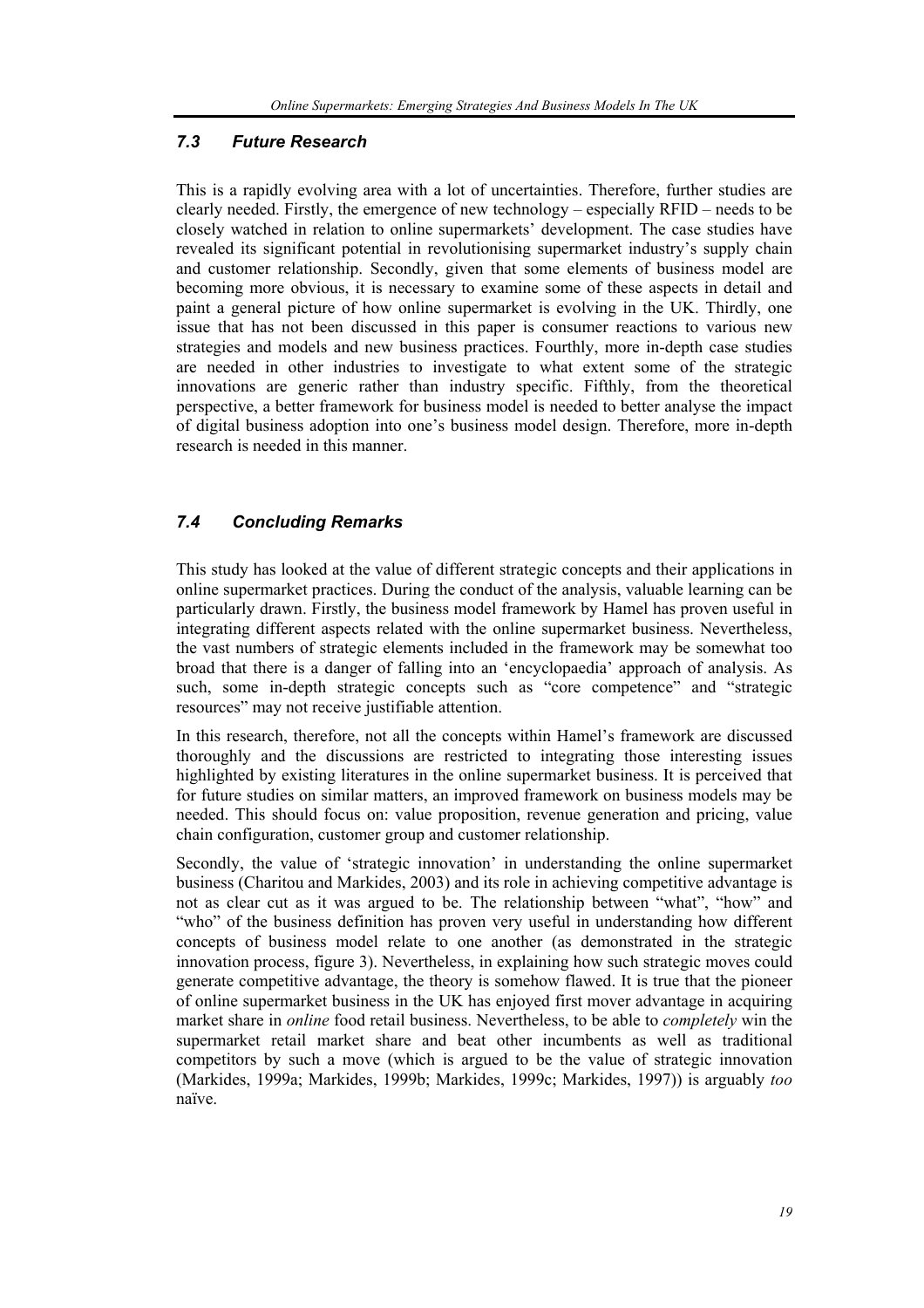### *7.3 Future Research*

This is a rapidly evolving area with a lot of uncertainties. Therefore, further studies are clearly needed. Firstly, the emergence of new technology – especially RFID – needs to be closely watched in relation to online supermarkets' development. The case studies have revealed its significant potential in revolutionising supermarket industry's supply chain and customer relationship. Secondly, given that some elements of business model are becoming more obvious, it is necessary to examine some of these aspects in detail and paint a general picture of how online supermarket is evolving in the UK. Thirdly, one issue that has not been discussed in this paper is consumer reactions to various new strategies and models and new business practices. Fourthly, more in-depth case studies are needed in other industries to investigate to what extent some of the strategic innovations are generic rather than industry specific. Fifthly, from the theoretical perspective, a better framework for business model is needed to better analyse the impact of digital business adoption into one's business model design. Therefore, more in-depth research is needed in this manner.

### *7.4 Concluding Remarks*

This study has looked at the value of different strategic concepts and their applications in online supermarket practices. During the conduct of the analysis, valuable learning can be particularly drawn. Firstly, the business model framework by Hamel has proven useful in integrating different aspects related with the online supermarket business. Nevertheless, the vast numbers of strategic elements included in the framework may be somewhat too broad that there is a danger of falling into an 'encyclopaedia' approach of analysis. As such, some in-depth strategic concepts such as "core competence" and "strategic resources" may not receive justifiable attention.

In this research, therefore, not all the concepts within Hamel's framework are discussed thoroughly and the discussions are restricted to integrating those interesting issues highlighted by existing literatures in the online supermarket business. It is perceived that for future studies on similar matters, an improved framework on business models may be needed. This should focus on: value proposition, revenue generation and pricing, value chain configuration, customer group and customer relationship.

Secondly, the value of 'strategic innovation' in understanding the online supermarket business (Charitou and Markides, 2003) and its role in achieving competitive advantage is not as clear cut as it was argued to be. The relationship between "what", "how" and "who" of the business definition has proven very useful in understanding how different concepts of business model relate to one another (as demonstrated in the strategic innovation process, figure 3). Nevertheless, in explaining how such strategic moves could generate competitive advantage, the theory is somehow flawed. It is true that the pioneer of online supermarket business in the UK has enjoyed first mover advantage in acquiring market share in *online* food retail business. Nevertheless, to be able to *completely* win the supermarket retail market share and beat other incumbents as well as traditional competitors by such a move (which is argued to be the value of strategic innovation (Markides, 1999a; Markides, 1999b; Markides, 1999c; Markides, 1997)) is arguably *too* naïve.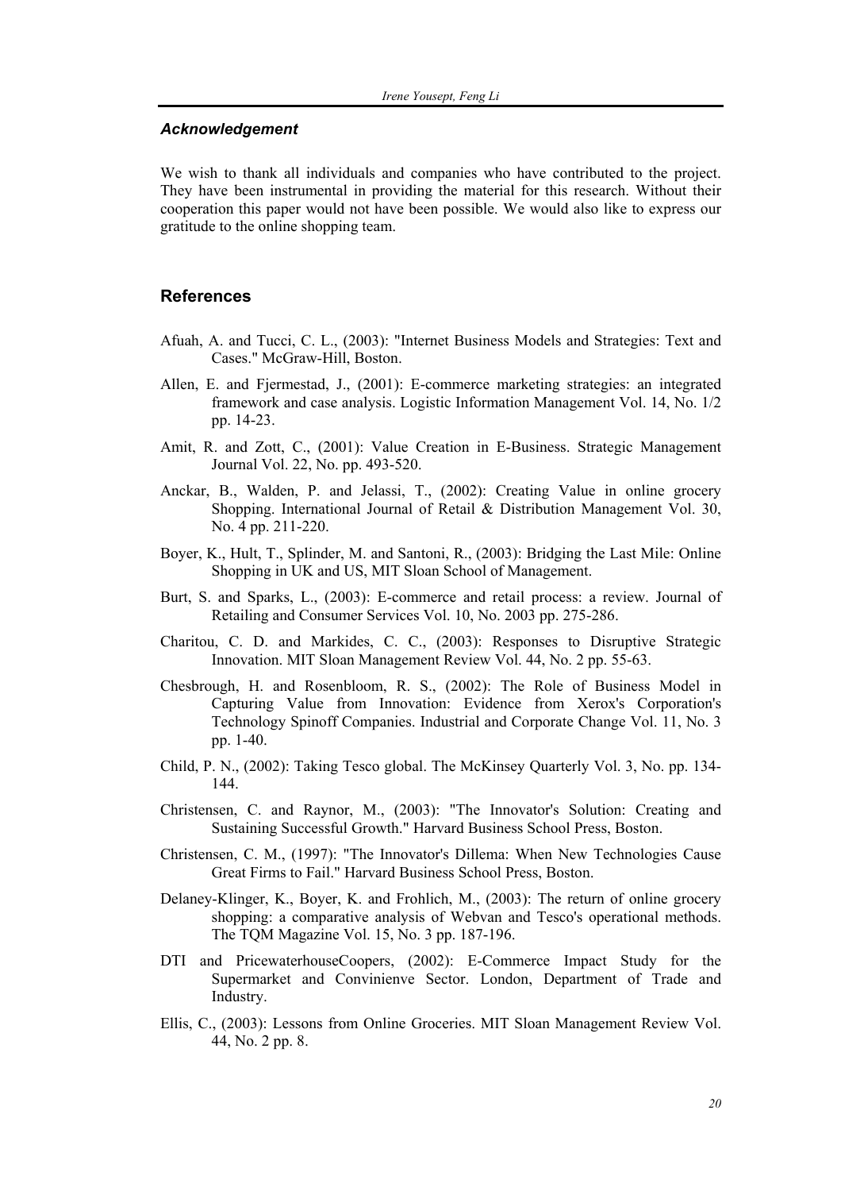### *Acknowledgement*

We wish to thank all individuals and companies who have contributed to the project. They have been instrumental in providing the material for this research. Without their cooperation this paper would not have been possible. We would also like to express our gratitude to the online shopping team.

## References

Afuah, A. and Tucci, C. L., (2003): "Internet Business Models and Strategies: Text and Cases." McGraw-Hill, Boston.

Allen, E. and Fjermestad, J., (2001): E-commerce marketing strategies: an integrated framework and case analysis. Logistic Information Management Vol. 14, No. 1/2 pp. 14-23.

Amit, R. and Zott, C., (2001): Value Creation in E-Business. Strategic Management Journal Vol. 22, No. pp. 493-520.

Anckar, B., Walden, P. and Jelassi, T., (2002): Creating Value in online grocery Shopping. International Journal of Retail & Distribution Management Vol. 30, No. 4 pp. 211-220.

Boyer, K., Hult, T., Splinder, M. and Santoni, R., (2003): Bridging the Last Mile: Online Shopping in UK and US, MIT Sloan School of Management.

Burt, S. and Sparks, L., (2003): E-commerce and retail process: a review. Journal of Retailing and Consumer Services Vol. 10, No. 2003 pp. 275-286.

Charitou, C. D. and Markides, C. C., (2003): Responses to Disruptive Strategic Innovation. MIT Sloan Management Review Vol. 44, No. 2 pp. 55-63.

Chesbrough, H. and Rosenbloom, R. S., (2002): The Role of Business Model in Capturing Value from Innovation: Evidence from Xerox's Corporation's Technology Spinoff Companies. Industrial and Corporate Change Vol. 11, No. 3 pp. 1-40.

Child, P. N., (2002): Taking Tesco global. The McKinsey Quarterly Vol. 3, No. pp. 134-144.

Christensen, C. and Raynor, M., (2003): "The Innovator's Solution: Creating and Sustaining Successful Growth." Harvard Business School Press, Boston.

Christensen, C. M., (1997): "The Innovator's Dillema: When New Technologies Cause Great Firms to Fail." Harvard Business School Press, Boston.

Delaney-Klinger, K., Boyer, K. and Frohlich, M., (2003): The return of online grocery shopping: a comparative analysis of Webvan and Tesco's operational methods. The TQM Magazine Vol. 15, No. 3 pp. 187-196.

DTI and PricewaterhouseCoopers, (2002): E-Commerce Impact Study for the Supermarket and Convinienve Sector. London, Department of Trade and Industry.

Ellis, C., (2003): Lessons from Online Groceries. MIT Sloan Management Review Vol. 44, No. 2 pp. 8.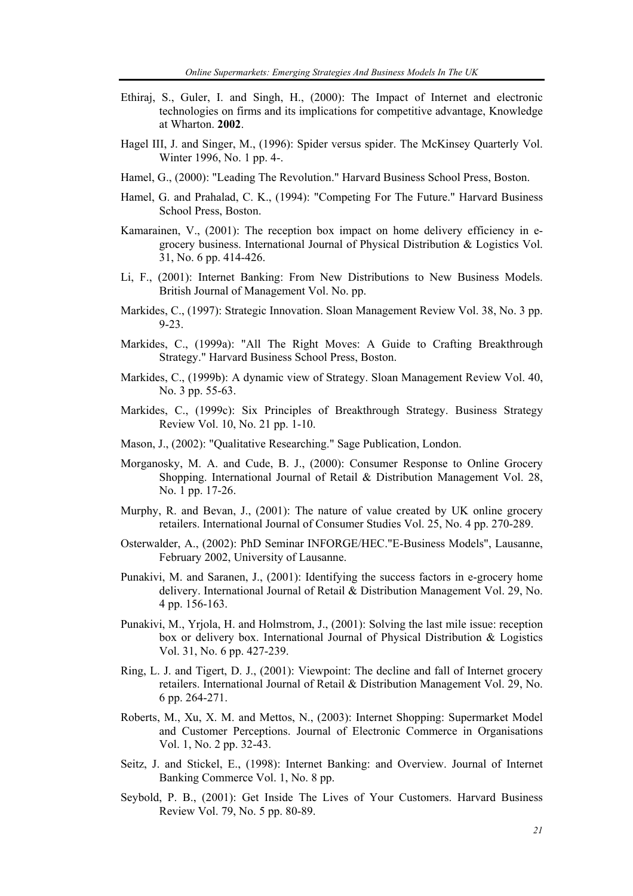Ethiraj, S., Guler, I. and Singh, H., (2000): The Impact of Internet and electronic technologies on firms and its implications for competitive advantage, Knowledge at Wharton. **2002**.

Hagel III, J. and Singer, M., (1996): Spider versus spider. The McKinsey Quarterly Vol. Winter 1996, No. 1 pp. 4-.

Hamel, G., (2000): "Leading The Revolution." Harvard Business School Press, Boston.

Hamel, G. and Prahalad, C. K., (1994): "Competing For The Future." Harvard Business School Press, Boston.

Kamarainen, V., (2001): The reception box impact on home delivery efficiency in e-grocery business. International Journal of Physical Distribution & Logistics Vol. 31, No. 6 pp. 414-426.

Li, F., (2001): Internet Banking: From New Distributions to New Business Models. British Journal of Management Vol. No. pp.

Markides, C., (1997): Strategic Innovation. Sloan Management Review Vol. 38, No. 3 pp. 9-23.

Markides, C., (1999a): "All The Right Moves: A Guide to Crafting Breakthrough Strategy." Harvard Business School Press, Boston.

Markides, C., (1999b): A dynamic view of Strategy. Sloan Management Review Vol. 40, No. 3 pp. 55-63.

Markides, C., (1999c): Six Principles of Breakthrough Strategy. Business Strategy Review Vol. 10, No. 21 pp. 1-10.

Mason, J., (2002): "Qualitative Researching." Sage Publication, London.

Morganosky, M. A. and Cude, B. J., (2000): Consumer Response to Online Grocery Shopping. International Journal of Retail & Distribution Management Vol. 28, No. 1 pp. 17-26.

Murphy, R. and Bevan, J., (2001): The nature of value created by UK online grocery retailers. International Journal of Consumer Studies Vol. 25, No. 4 pp. 270-289.

Osterwalder, A., (2002): PhD Seminar INFORGE/HEC."E-Business Models", Lausanne, February 2002, University of Lausanne.

Punakivi, M. and Saranen, J., (2001): Identifying the success factors in e-grocery home delivery. International Journal of Retail & Distribution Management Vol. 29, No. 4 pp. 156-163.

Punakivi, M., Yrjola, H. and Holmstrom, J., (2001): Solving the last mile issue: reception box or delivery box. International Journal of Physical Distribution & Logistics Vol. 31, No. 6 pp. 427-239.

Ring, L. J. and Tigert, D. J., (2001): Viewpoint: The decline and fall of Internet grocery retailers. International Journal of Retail & Distribution Management Vol. 29, No. 6 pp. 264-271.

Roberts, M., Xu, X. M. and Mettos, N., (2003): Internet Shopping: Supermarket Model and Customer Perceptions. Journal of Electronic Commerce in Organisations Vol. 1, No. 2 pp. 32-43.

Seitz, J. and Stickel, E., (1998): Internet Banking: and Overview. Journal of Internet Banking Commerce Vol. 1, No. 8 pp.

Seybold, P. B., (2001): Get Inside The Lives of Your Customers. Harvard Business Review Vol. 79, No. 5 pp. 80-89.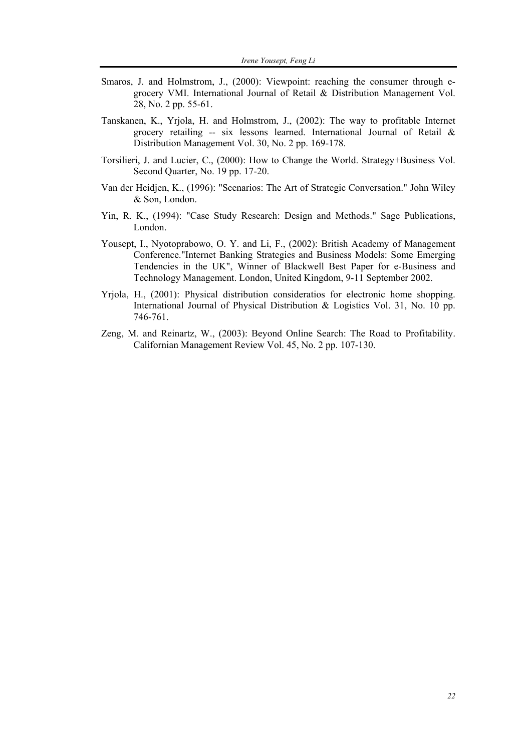Smaros, J. and Holmstrom, J., (2000): Viewpoint: reaching the consumer through e-grocery VMI. International Journal of Retail & Distribution Management Vol. 28, No. 2 pp. 55-61.

Tanskanen, K., Yrjola, H. and Holmstrom, J., (2002): The way to profitable Internet grocery retailing -- six lessons learned. International Journal of Retail & Distribution Management Vol. 30, No. 2 pp. 169-178.

Torsilieri, J. and Lucier, C., (2000): How to Change the World. Strategy+Business Vol. Second Quarter, No. 19 pp. 17-20.

Van der Heidjen, K., (1996): "Scenarios: The Art of Strategic Conversation." John Wiley & Son, London.

Yin, R. K., (1994): "Case Study Research: Design and Methods." Sage Publications, London.

Yousept, I., Nyotoprabowo, O. Y. and Li, F., (2002): British Academy of Management Conference."Internet Banking Strategies and Business Models: Some Emerging Tendencies in the UK", Winner of Blackwell Best Paper for e-Business and Technology Management. London, United Kingdom, 9-11 September 2002.

Yrjola, H., (2001): Physical distribution consideratios for electronic home shopping. International Journal of Physical Distribution & Logistics Vol. 31, No. 10 pp. 746-761.

Zeng, M. and Reinartz, W., (2003): Beyond Online Search: The Road to Profitability. Californian Management Review Vol. 45, No. 2 pp. 107-130.